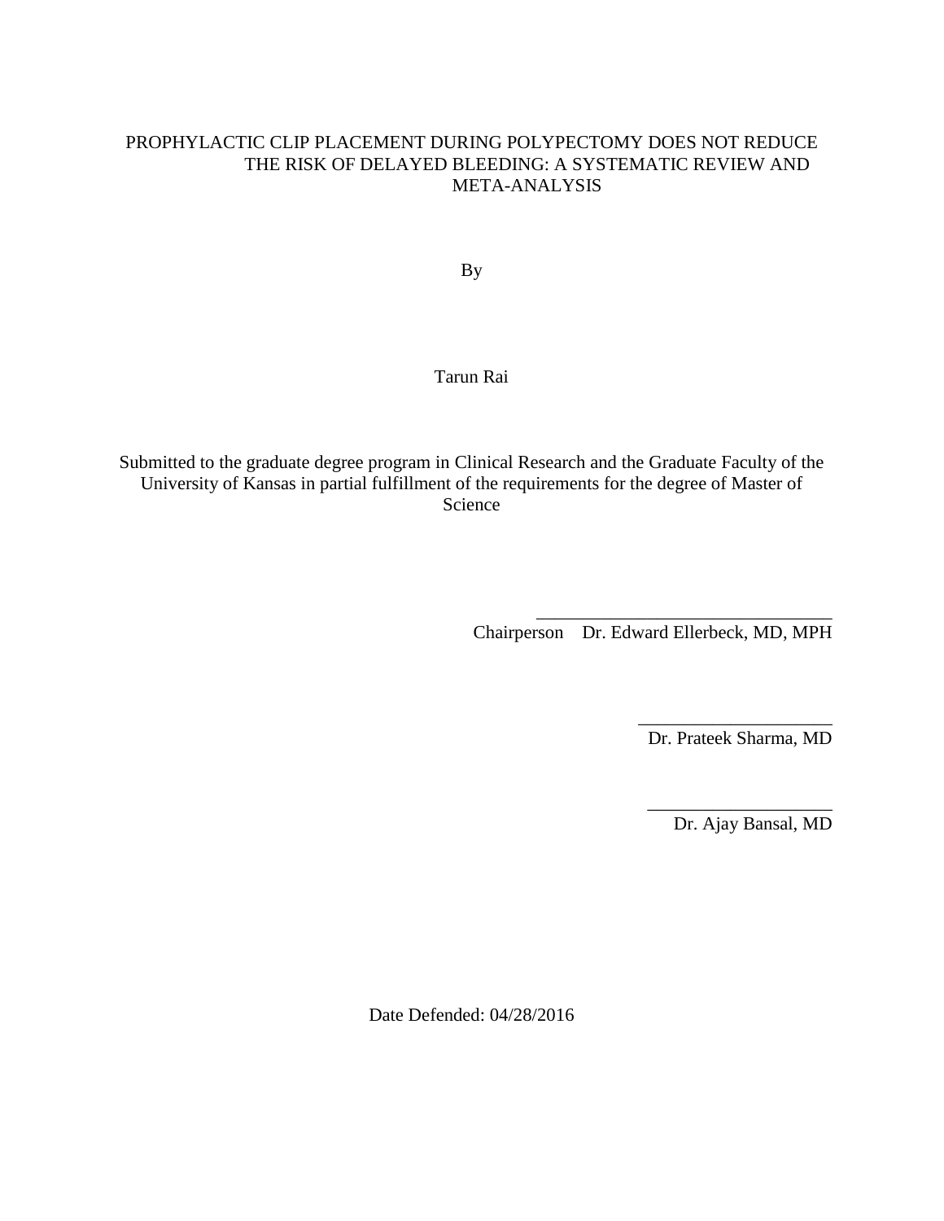# PROPHYLACTIC CLIP PLACEMENT DURING POLYPECTOMY DOES NOT REDUCE THE RISK OF DELAYED BLEEDING: A SYSTEMATIC REVIEW AND META-ANALYSIS

By

Tarun Rai

Submitted to the graduate degree program in Clinical Research and the Graduate Faculty of the University of Kansas in partial fulfillment of the requirements for the degree of Master of Science

\_\_\_\_\_\_\_\_\_\_\_\_\_\_\_\_\_\_\_\_\_\_\_\_\_\_\_\_\_\_\_\_\_\_
Chairperson Dr. Edward Ellerbeck, MD, MPH

\_\_\_\_\_\_\_\_\_\_\_\_\_\_\_\_\_\_\_\_\_\_
Dr. Prateek Sharma, MD

\_\_\_\_\_\_\_\_\_\_\_\_\_\_\_\_\_\_\_\_\_
Dr. Ajay Bansal, MD

Date Defended: 04/28/2016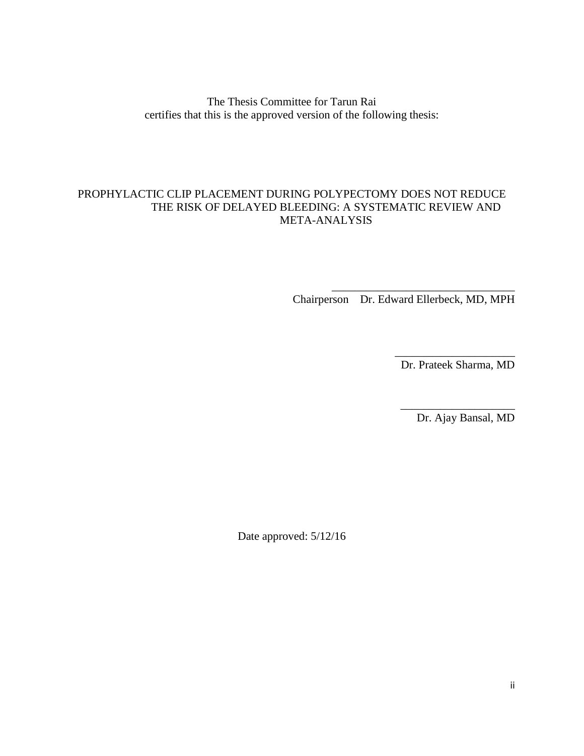The Thesis Committee for Tarun Rai
certifies that this is the approved version of the following thesis:

PROPHYLACTIC CLIP PLACEMENT DURING POLYPECTOMY DOES NOT REDUCE THE RISK OF DELAYED BLEEDING: A SYSTEMATIC REVIEW AND META-ANALYSIS

\_\_\_\_\_\_\_\_\_\_\_\_\_\_\_\_\_\_\_\_\_\_\_\_\_\_\_\_\_\_\_\_
Chairperson Dr. Edward Ellerbeck, MD, MPH

\_\_\_\_\_\_\_\_\_\_\_\_\_\_\_\_\_\_\_\_
Dr. Prateek Sharma, MD

\_\_\_\_\_\_\_\_\_\_\_\_\_\_\_\_\_\_\_\_
Dr. Ajay Bansal, MD

Date approved: 5/12/16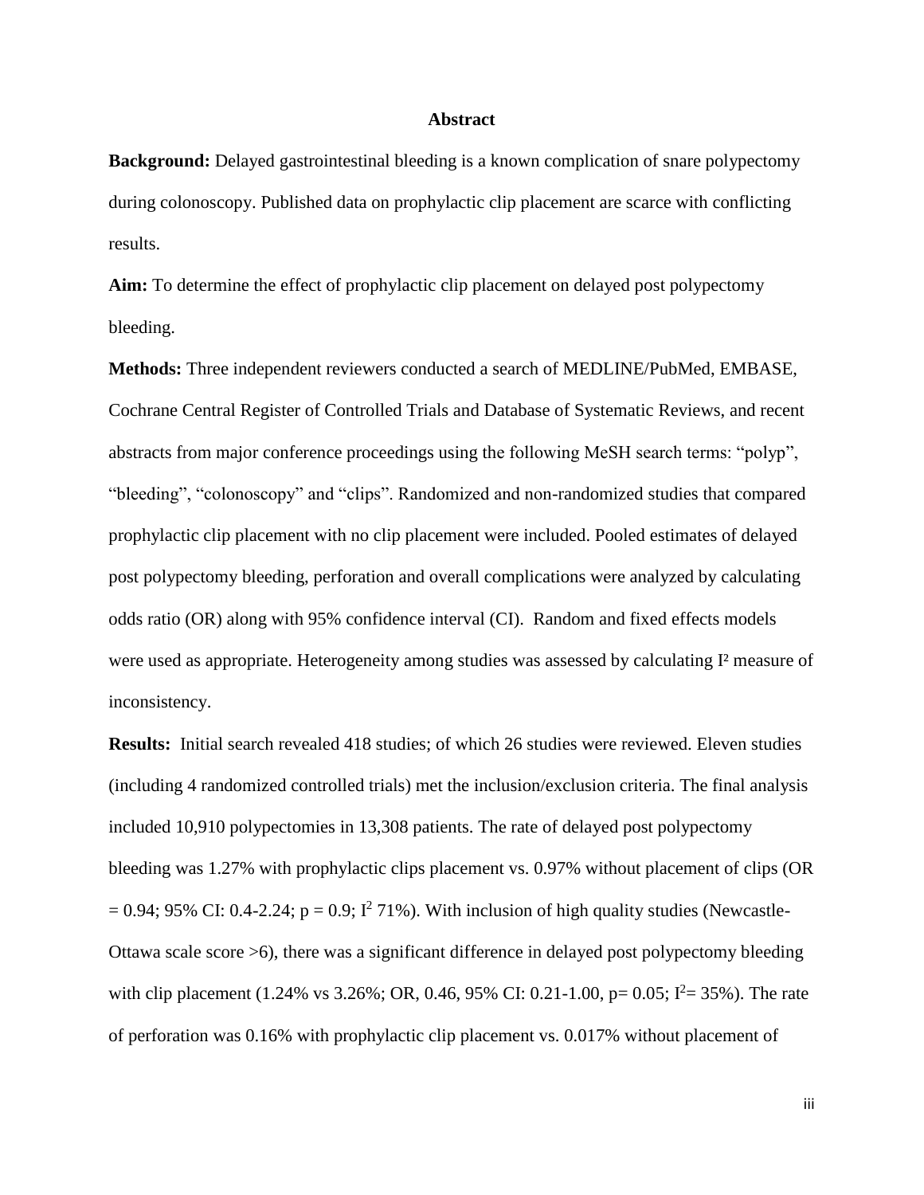# Abstract

**Background:** Delayed gastrointestinal bleeding is a known complication of snare polypectomy during colonoscopy. Published data on prophylactic clip placement are scarce with conflicting results.

**Aim:** To determine the effect of prophylactic clip placement on delayed post polypectomy bleeding.

**Methods:** Three independent reviewers conducted a search of MEDLINE/PubMed, EMBASE, Cochrane Central Register of Controlled Trials and Database of Systematic Reviews, and recent abstracts from major conference proceedings using the following MeSH search terms: "polyp", "bleeding", "colonoscopy" and "clips". Randomized and non-randomized studies that compared prophylactic clip placement with no clip placement were included. Pooled estimates of delayed post polypectomy bleeding, perforation and overall complications were analyzed by calculating odds ratio (OR) along with 95% confidence interval (CI). Random and fixed effects models were used as appropriate. Heterogeneity among studies was assessed by calculating $I^2$ measure of inconsistency.

**Results:** Initial search revealed 418 studies; of which 26 studies were reviewed. Eleven studies (including 4 randomized controlled trials) met the inclusion/exclusion criteria. The final analysis included 10,910 polypectomies in 13,308 patients. The rate of delayed post polypectomy bleeding was 1.27% with prophylactic clips placement vs. 0.97% without placement of clips (OR = 0.94; 95% CI: 0.4-2.24; $p = 0.9$; $I^2$ 71%). With inclusion of high quality studies (Newcastle-Ottawa scale score >6), there was a significant difference in delayed post polypectomy bleeding with clip placement (1.24% vs 3.26%; OR, 0.46, 95% CI: 0.21-1.00, $p = 0.05$; $I^2 = 35\%$). The rate of perforation was 0.16% with prophylactic clip placement vs. 0.017% without placement of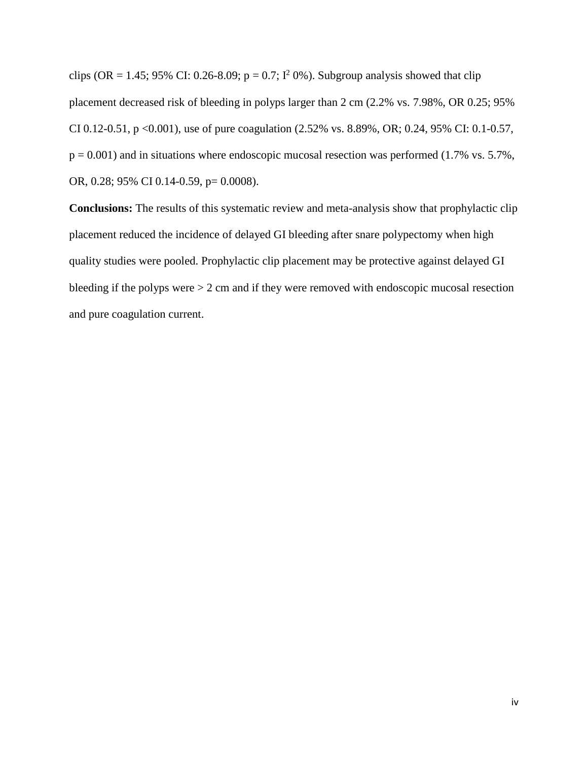clips (OR = 1.45; 95% CI: 0.26-8.09; p = 0.7; $I^2$ 0%). Subgroup analysis showed that clip placement decreased risk of bleeding in polyps larger than 2 cm (2.2% vs. 7.98%, OR 0.25; 95% CI 0.12-0.51, p <0.001), use of pure coagulation (2.52% vs. 8.89%, OR; 0.24, 95% CI: 0.1-0.57, p = 0.001) and in situations where endoscopic mucosal resection was performed (1.7% vs. 5.7%, OR, 0.28; 95% CI 0.14-0.59, p= 0.0008).

**Conclusions:** The results of this systematic review and meta-analysis show that prophylactic clip placement reduced the incidence of delayed GI bleeding after snare polypectomy when high quality studies were pooled. Prophylactic clip placement may be protective against delayed GI bleeding if the polyps were > 2 cm and if they were removed with endoscopic mucosal resection and pure coagulation current.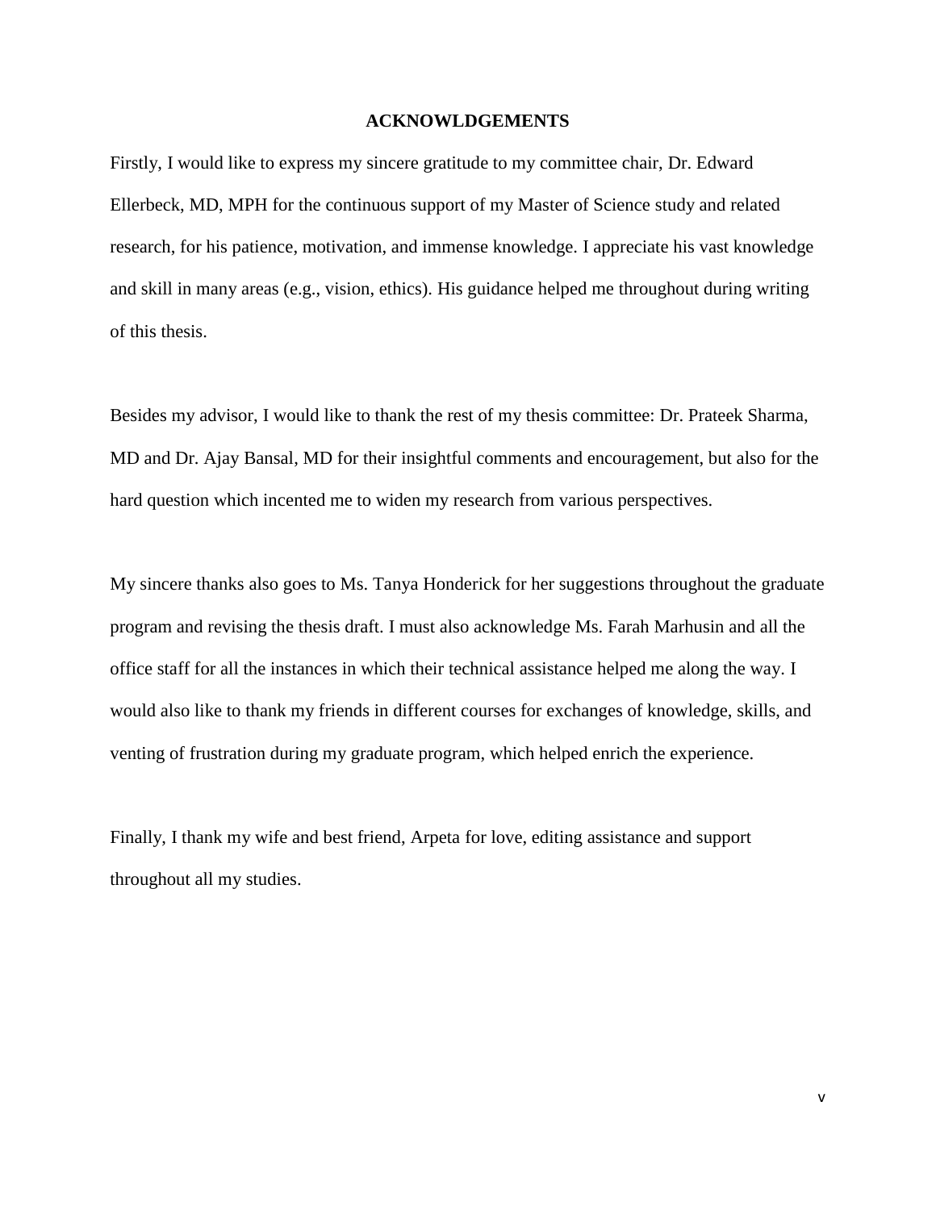# ACKNOWLDGEMENTS

Firstly, I would like to express my sincere gratitude to my committee chair, Dr. Edward Ellerbeck, MD, MPH for the continuous support of my Master of Science study and related research, for his patience, motivation, and immense knowledge. I appreciate his vast knowledge and skill in many areas (e.g., vision, ethics). His guidance helped me throughout during writing of this thesis.

Besides my advisor, I would like to thank the rest of my thesis committee: Dr. Prateek Sharma, MD and Dr. Ajay Bansal, MD for their insightful comments and encouragement, but also for the hard question which incented me to widen my research from various perspectives.

My sincere thanks also goes to Ms. Tanya Honderick for her suggestions throughout the graduate program and revising the thesis draft. I must also acknowledge Ms. Farah Marhusin and all the office staff for all the instances in which their technical assistance helped me along the way. I would also like to thank my friends in different courses for exchanges of knowledge, skills, and venting of frustration during my graduate program, which helped enrich the experience.

Finally, I thank my wife and best friend, Arpeta for love, editing assistance and support throughout all my studies.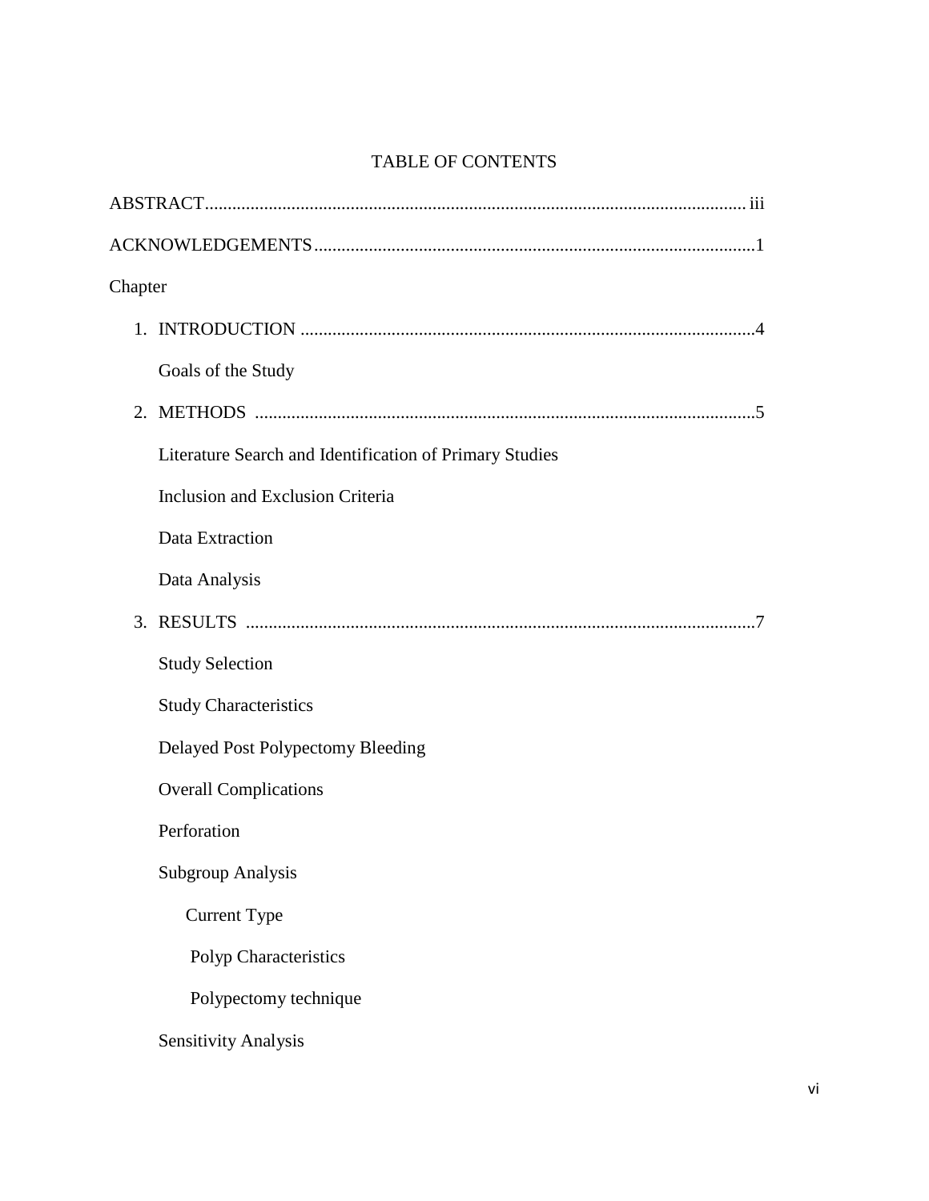# TABLE OF CONTENTS

ABSTRACT....................................................................................................................... iii

ACKNOWLEDGEMENTS.................................................................................................1

Chapter

1. INTRODUCTION ....................................................................................................4

   Goals of the Study

2. METHODS .............................................................................................................5

   Literature Search and Identification of Primary Studies

   Inclusion and Exclusion Criteria

   Data Extraction

   Data Analysis

3. RESULTS ...............................................................................................................7

   Study Selection

   Study Characteristics

   Delayed Post Polypectomy Bleeding

   Overall Complications

   Perforation

   Subgroup Analysis

      Current Type

      Polyp Characteristics

      Polypectomy technique

   Sensitivity Analysis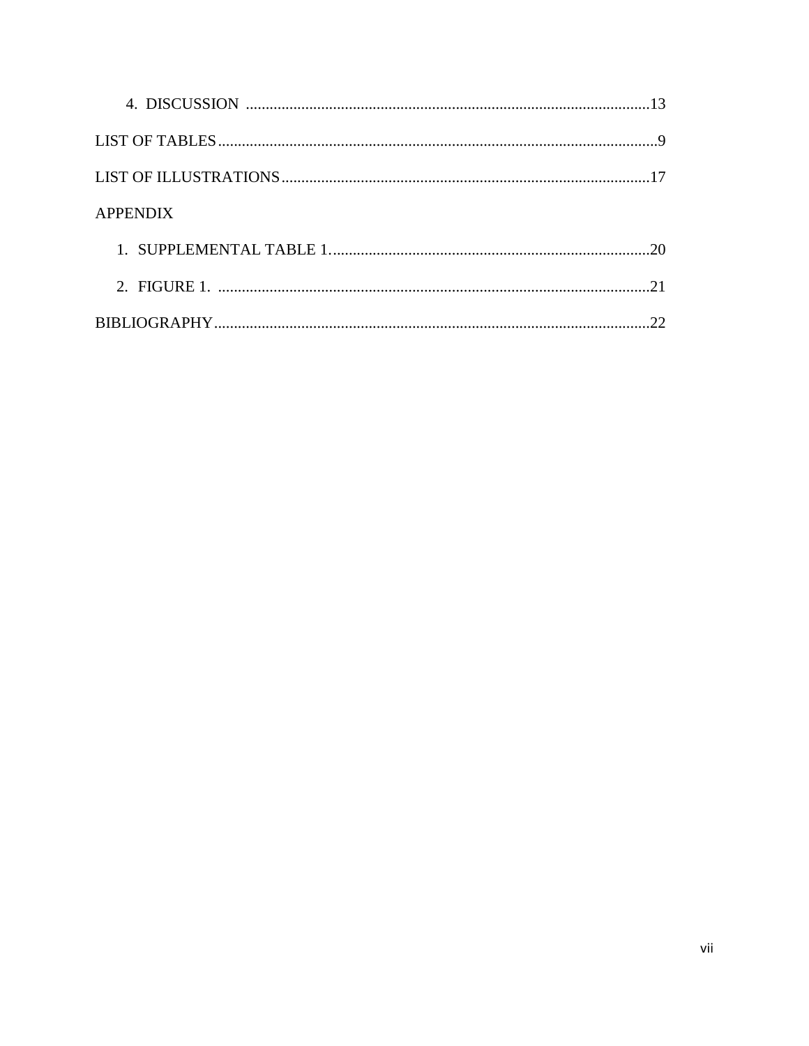4. DISCUSSION ......................................................................................................13

LIST OF TABLES...............................................................................................................9

LIST OF ILLUSTRATIONS.............................................................................................17

APPENDIX

1. SUPPLEMENTAL TABLE 1.................................................................................20

2. FIGURE 1. .............................................................................................................21

BIBLIOGRAPHY..............................................................................................................22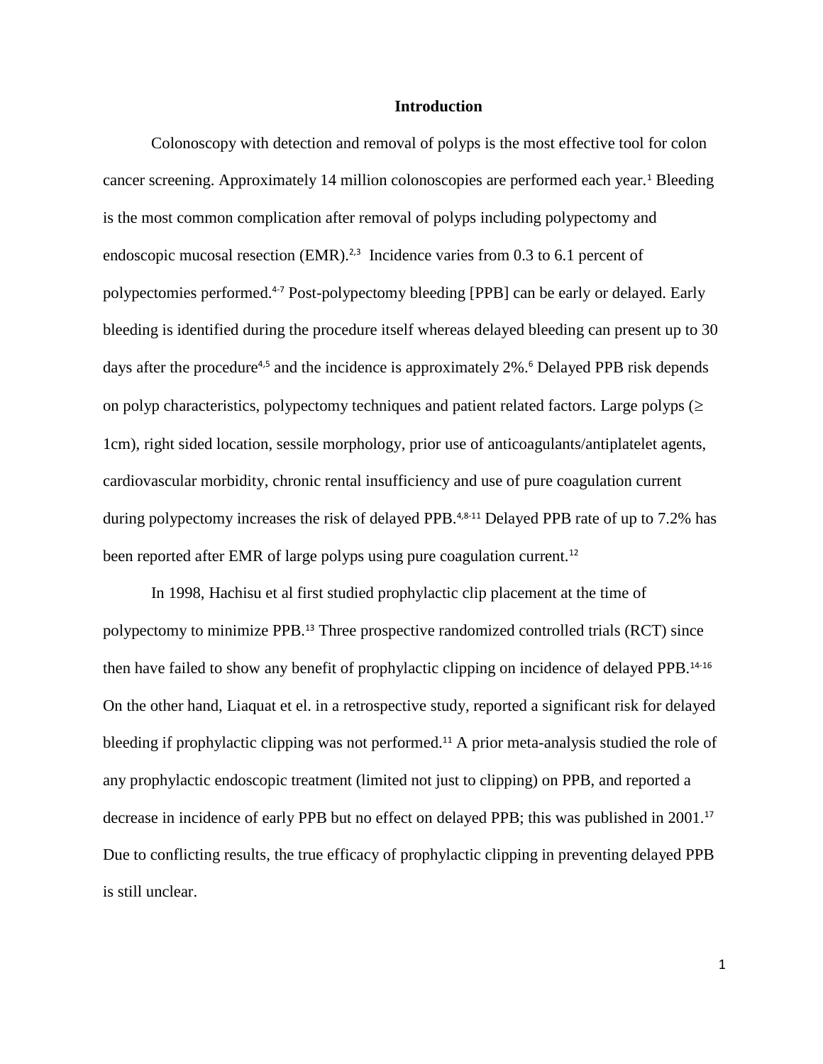## Introduction

Colonoscopy with detection and removal of polyps is the most effective tool for colon cancer screening. Approximately 14 million colonoscopies are performed each year.[1] Bleeding is the most common complication after removal of polyps including polypectomy and endoscopic mucosal resection (EMR).[2,3] Incidence varies from 0.3 to 6.1 percent of polypectomies performed.[4-7] Post-polypectomy bleeding [PPB] can be early or delayed. Early bleeding is identified during the procedure itself whereas delayed bleeding can present up to 30 days after the procedure[4,5] and the incidence is approximately 2%.[6] Delayed PPB risk depends on polyp characteristics, polypectomy techniques and patient related factors. Large polyps (≥ 1cm), right sided location, sessile morphology, prior use of anticoagulants/antiplatelet agents, cardiovascular morbidity, chronic rental insufficiency and use of pure coagulation current during polypectomy increases the risk of delayed PPB.[4,8-11] Delayed PPB rate of up to 7.2% has been reported after EMR of large polyps using pure coagulation current.[12]

In 1998, Hachisu et al first studied prophylactic clip placement at the time of polypectomy to minimize PPB.[13] Three prospective randomized controlled trials (RCT) since then have failed to show any benefit of prophylactic clipping on incidence of delayed PPB.[14-16] On the other hand, Liaquat et el. in a retrospective study, reported a significant risk for delayed bleeding if prophylactic clipping was not performed.[11] A prior meta-analysis studied the role of any prophylactic endoscopic treatment (limited not just to clipping) on PPB, and reported a decrease in incidence of early PPB but no effect on delayed PPB; this was published in 2001.[17] Due to conflicting results, the true efficacy of prophylactic clipping in preventing delayed PPB is still unclear.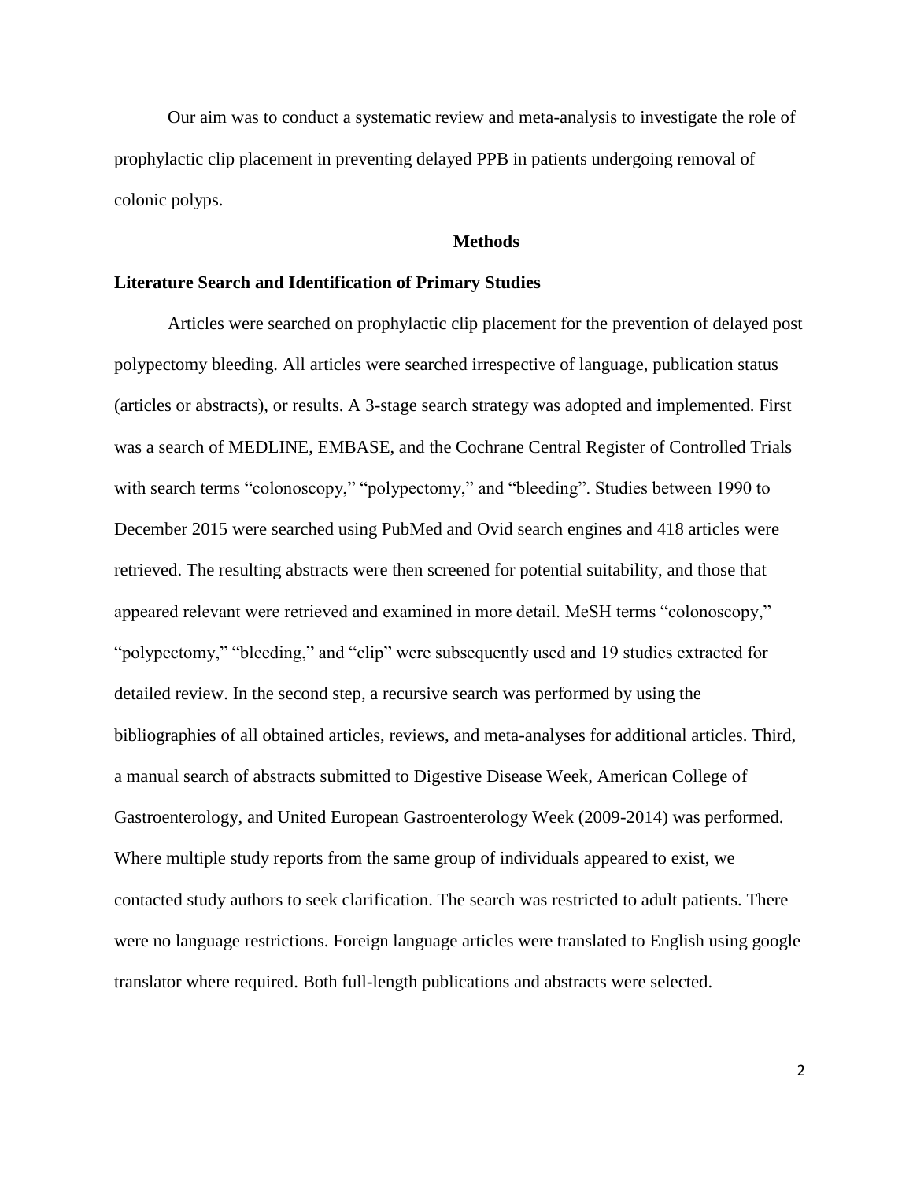Our aim was to conduct a systematic review and meta-analysis to investigate the role of prophylactic clip placement in preventing delayed PPB in patients undergoing removal of colonic polyps.

## Methods

### Literature Search and Identification of Primary Studies

Articles were searched on prophylactic clip placement for the prevention of delayed post polypectomy bleeding. All articles were searched irrespective of language, publication status (articles or abstracts), or results. A 3-stage search strategy was adopted and implemented. First was a search of MEDLINE, EMBASE, and the Cochrane Central Register of Controlled Trials with search terms "colonoscopy," "polypectomy," and "bleeding". Studies between 1990 to December 2015 were searched using PubMed and Ovid search engines and 418 articles were retrieved. The resulting abstracts were then screened for potential suitability, and those that appeared relevant were retrieved and examined in more detail. MeSH terms "colonoscopy," "polypectomy," "bleeding," and "clip" were subsequently used and 19 studies extracted for detailed review. In the second step, a recursive search was performed by using the bibliographies of all obtained articles, reviews, and meta-analyses for additional articles. Third, a manual search of abstracts submitted to Digestive Disease Week, American College of Gastroenterology, and United European Gastroenterology Week (2009-2014) was performed. Where multiple study reports from the same group of individuals appeared to exist, we contacted study authors to seek clarification. The search was restricted to adult patients. There were no language restrictions. Foreign language articles were translated to English using google translator where required. Both full-length publications and abstracts were selected.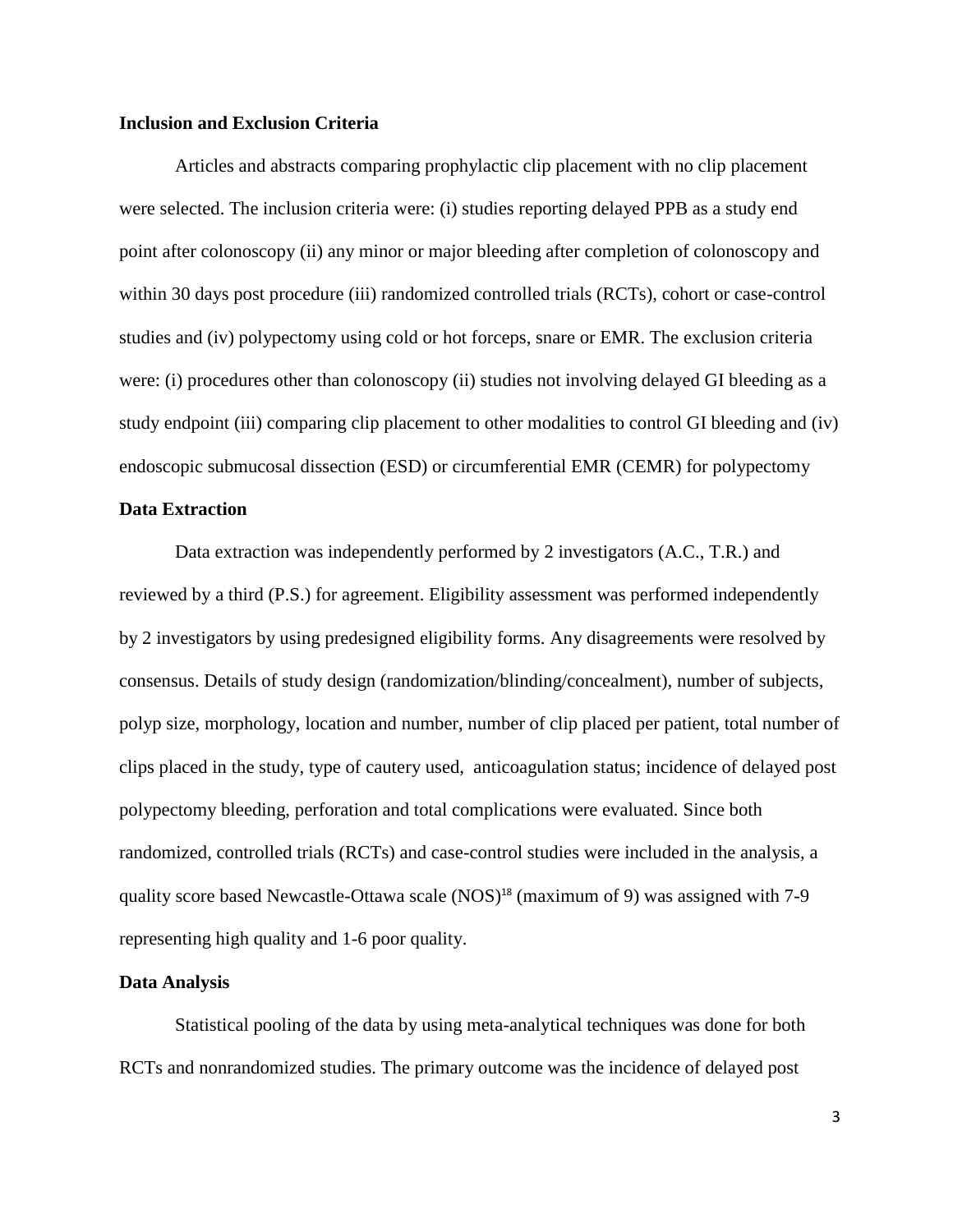**Inclusion and Exclusion Criteria**

Articles and abstracts comparing prophylactic clip placement with no clip placement were selected. The inclusion criteria were: (i) studies reporting delayed PPB as a study end point after colonoscopy (ii) any minor or major bleeding after completion of colonoscopy and within 30 days post procedure (iii) randomized controlled trials (RCTs), cohort or case-control studies and (iv) polypectomy using cold or hot forceps, snare or EMR. The exclusion criteria were: (i) procedures other than colonoscopy (ii) studies not involving delayed GI bleeding as a study endpoint (iii) comparing clip placement to other modalities to control GI bleeding and (iv) endoscopic submucosal dissection (ESD) or circumferential EMR (CEMR) for polypectomy

**Data Extraction**

Data extraction was independently performed by 2 investigators (A.C., T.R.) and reviewed by a third (P.S.) for agreement. Eligibility assessment was performed independently by 2 investigators by using predesigned eligibility forms. Any disagreements were resolved by consensus. Details of study design (randomization/blinding/concealment), number of subjects, polyp size, morphology, location and number, number of clip placed per patient, total number of clips placed in the study, type of cautery used, anticoagulation status; incidence of delayed post polypectomy bleeding, perforation and total complications were evaluated. Since both randomized, controlled trials (RCTs) and case-control studies were included in the analysis, a quality score based Newcastle-Ottawa scale (NOS)[18] (maximum of 9) was assigned with 7-9 representing high quality and 1-6 poor quality.

**Data Analysis**

Statistical pooling of the data by using meta-analytical techniques was done for both RCTs and nonrandomized studies. The primary outcome was the incidence of delayed post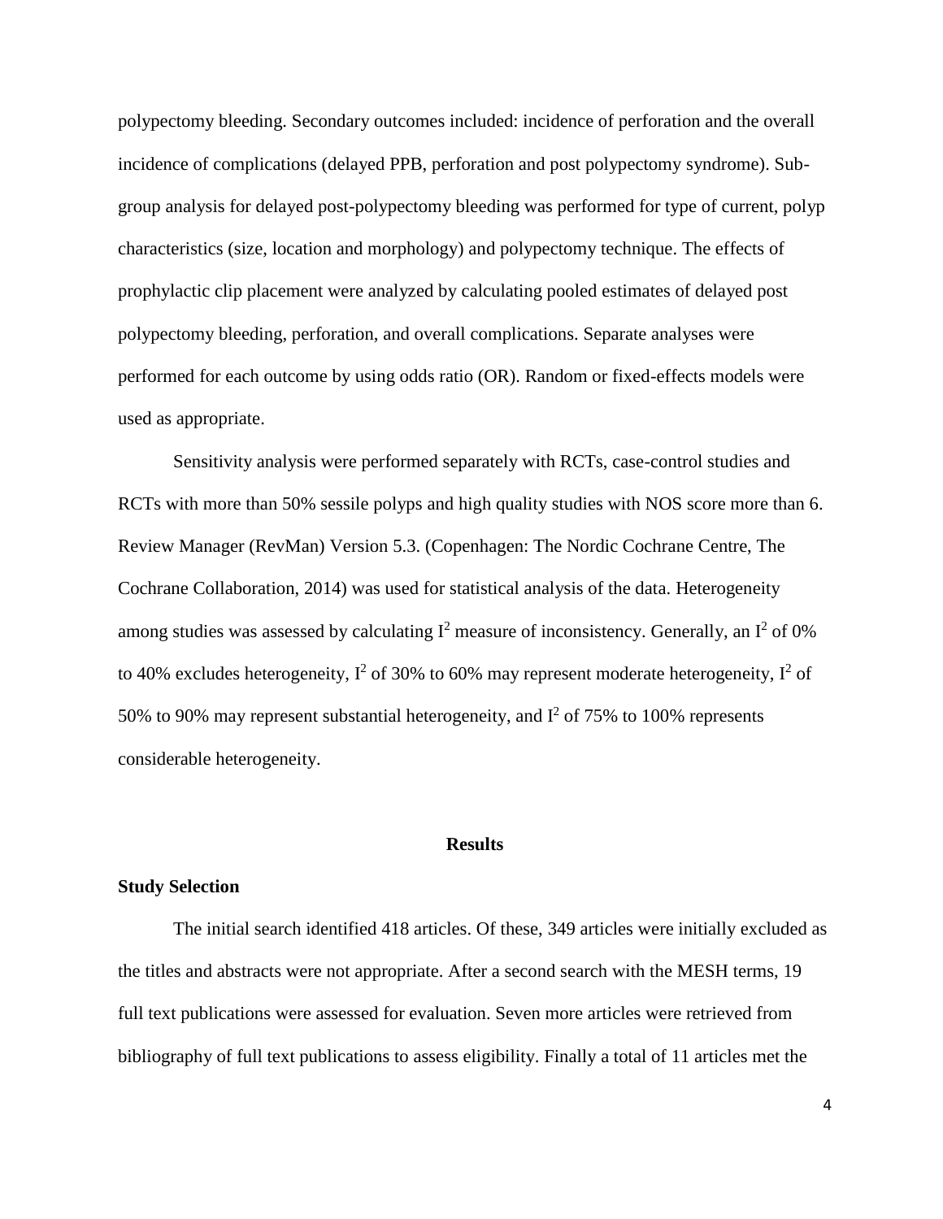polypectomy bleeding. Secondary outcomes included: incidence of perforation and the overall incidence of complications (delayed PPB, perforation and post polypectomy syndrome). Sub-group analysis for delayed post-polypectomy bleeding was performed for type of current, polyp characteristics (size, location and morphology) and polypectomy technique. The effects of prophylactic clip placement were analyzed by calculating pooled estimates of delayed post polypectomy bleeding, perforation, and overall complications. Separate analyses were performed for each outcome by using odds ratio (OR). Random or fixed-effects models were used as appropriate.

Sensitivity analysis were performed separately with RCTs, case-control studies and RCTs with more than 50% sessile polyps and high quality studies with NOS score more than 6. Review Manager (RevMan) Version 5.3. (Copenhagen: The Nordic Cochrane Centre, The Cochrane Collaboration, 2014) was used for statistical analysis of the data. Heterogeneity among studies was assessed by calculating $I^2$ measure of inconsistency. Generally, an $I^2$ of 0% to 40% excludes heterogeneity, $I^2$ of 30% to 60% may represent moderate heterogeneity, $I^2$ of 50% to 90% may represent substantial heterogeneity, and $I^2$ of 75% to 100% represents considerable heterogeneity.

# Results

## Study Selection

The initial search identified 418 articles. Of these, 349 articles were initially excluded as the titles and abstracts were not appropriate. After a second search with the MESH terms, 19 full text publications were assessed for evaluation. Seven more articles were retrieved from bibliography of full text publications to assess eligibility. Finally a total of 11 articles met the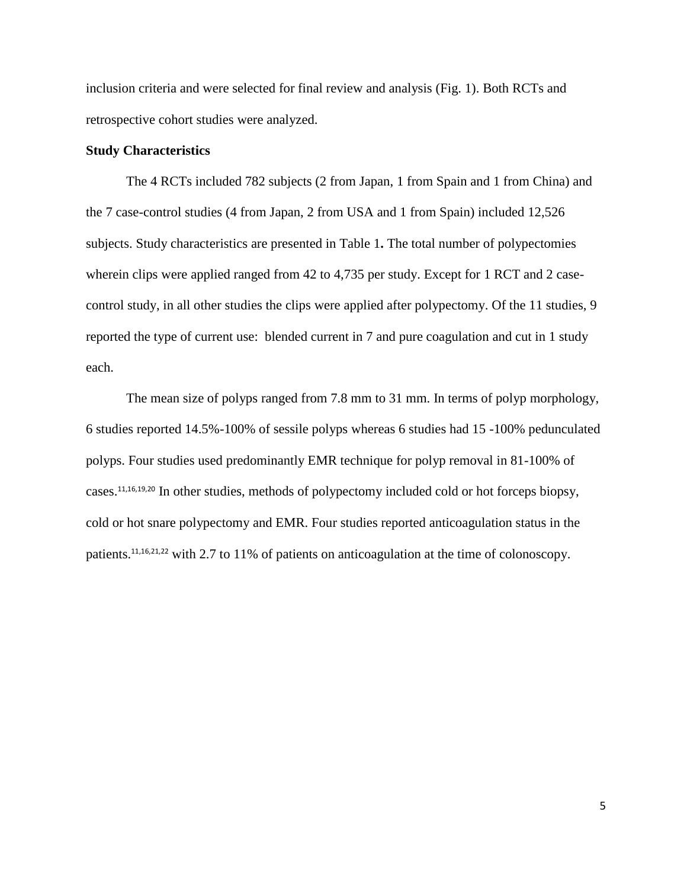inclusion criteria and were selected for final review and analysis (Fig. 1). Both RCTs and retrospective cohort studies were analyzed.

**Study Characteristics**

The 4 RCTs included 782 subjects (2 from Japan, 1 from Spain and 1 from China) and the 7 case-control studies (4 from Japan, 2 from USA and 1 from Spain) included 12,526 subjects. Study characteristics are presented in Table 1**.** The total number of polypectomies wherein clips were applied ranged from 42 to 4,735 per study. Except for 1 RCT and 2 case-control study, in all other studies the clips were applied after polypectomy. Of the 11 studies, 9 reported the type of current use: blended current in 7 and pure coagulation and cut in 1 study each.

The mean size of polyps ranged from 7.8 mm to 31 mm. In terms of polyp morphology, 6 studies reported 14.5%-100% of sessile polyps whereas 6 studies had 15 -100% pedunculated polyps. Four studies used predominantly EMR technique for polyp removal in 81-100% of cases.[11,16,19,20] In other studies, methods of polypectomy included cold or hot forceps biopsy, cold or hot snare polypectomy and EMR. Four studies reported anticoagulation status in the patients.[11,16,21,22] with 2.7 to 11% of patients on anticoagulation at the time of colonoscopy.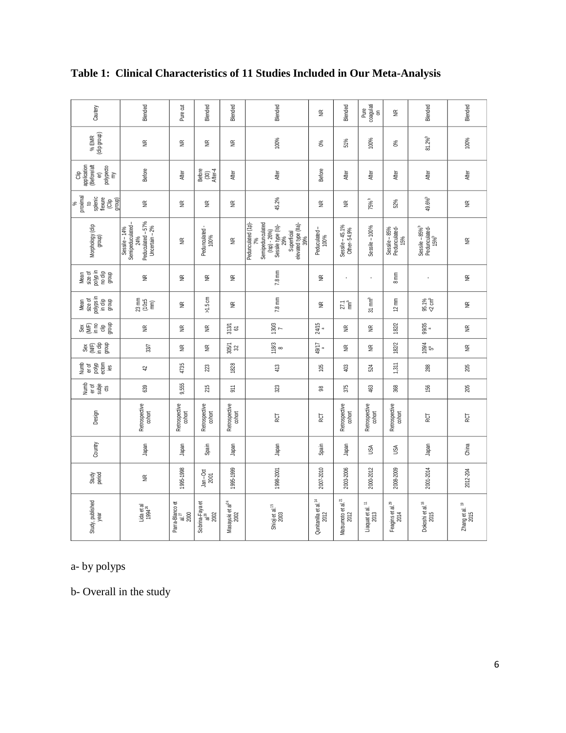**Table 1: Clinical Characteristics of 11 Studies Included in Our Meta-Analysis**

| Study, published year | Study period | Country | Design | Number of subjects | Number of polypectomies | Sex (M/F) in clip group | Sex (M/F) in no clip group | Mean size of polyps in clip group | Mean size of polyp in no clip group | Morphology (clip group) | % proximal to splenic flexure (Clip group) | Clip application (Before/after) polypectomy | % EMR (clip group) | Cautery |
|---|---|---|---|---|---|---|---|---|---|---|---|---|---|---|
| Lida et al 1994[26] | NR | Japan | Retrospective cohort | 639 | 42 | 33/7 | NR | 23 mm (10±5 mm) | NR | Sessile – 14% Semipedunculated – 24% Pedunculated – 57% Uncertain – 2% | NR | Before | NR | Blended |
| Parra-Blanco et al.[27] 2000 | 1995-1998 | Japan | Retrospective cohort | 9,555 | 4735 | NR | NR | NR | NR | NR | NR | After | NR | Pure cut |
| Sobrina-Faya et al[28] 2002 | Jan – Oct 2001 | Spain | Retrospective cohort | 215 | 223 | NR | NR | >1.5 cm | NR | Pedunculated - 100% | NR | Before (30) After-4 | NR | Blended |
| Masayuki et al[24] 2002 | 1995-1999 | Japan | Retrospective cohort | 911 | 1828 | 305/132 | 313/161 | NR | NR | NR | NR | After | NR | Blended |
| Shioji et al.[15] 2003 | 1998-2001 | Japan | RCT | 323 | 413 | 118/38 | 130/37 | 7.8 mm | 7.8 mm | Pedunculated (Ip)- 7% Semipedunculated (Isp) - 26%) Sessile type (Is)- 29% Superfical elevated type (IIa)- 39% | 45.2% | After | 100% | Blended |
| Qunitanilla et al.[14] 2012 | 2007-2010 | Spain | RCT | 98 | 105 | 49/17 [a] | 24/15 [a] | NR | NR | Peduculated – 100% | NR | Before | 0% | NR |
| Matsumoto et al.[21] 2012 | 2003-2006 | Japan | Retrospective cohort | 375 | 403 | NR | NR | 27.1 mm[b] | - | Sessile – 45.1% Other- 54.9% | NR | After | 51% | Blended |
| Liaquat et al.[11] 2013 | 2000-2012 | USA | Retrospective cohort | 463 | 524 | NR | NR | 31 mm[b] | - | Sessile – 100% | 75%[b] | After | 100% | Pure coagulation |
| Feagins et al.[29] 2014 | 2008-2009 | USA | Retrospective cohort | 368 | 1,311 | 182/2 | 182/2 | 12 mm | 8 mm | Sessile – 85% Pedunculated- 15% | 52% | After | 0% | NR |
| Dokoshi et al.[16] 2015 | 2001-2014 | Japan | RCT | 156 | 288 | 109/45[a] | 99/35 [a] | 95.1% <2 cm[b] | - | Sessile – 85%[b] Pedunculated- 15%[b] | 49.6%[b] | After | 81.2%[b] | Blended |
| Zhang et al.[19] 2015 | 2012-204 | China | RCT | 205 | 205 | NR | NR | NR | NR | NR | NR | After | 100% | Blended |

a- by polyps

b- Overall in the study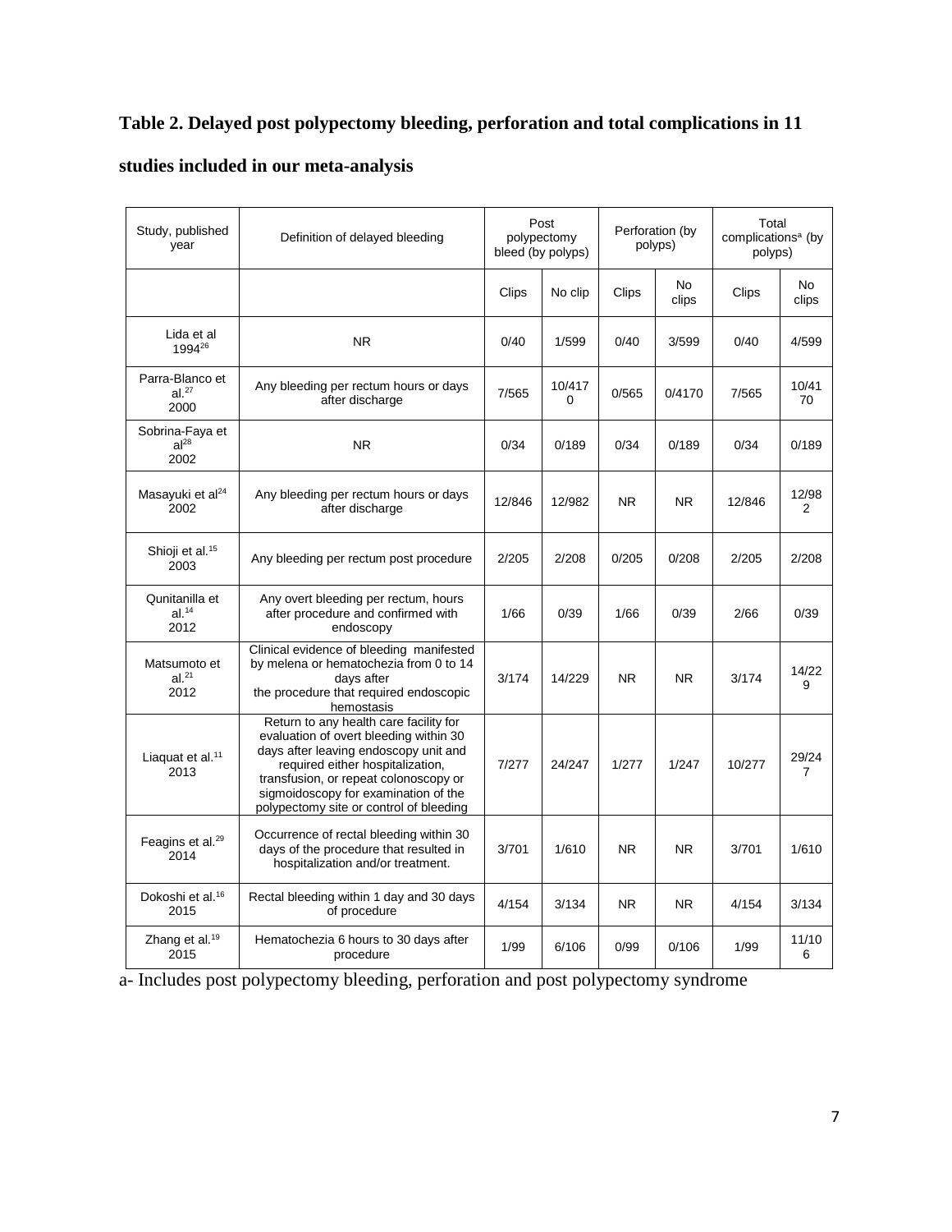**Table 2. Delayed post polypectomy bleeding, perforation and total complications in 11 studies included in our meta-analysis**

| Study, published year | Definition of delayed bleeding | Post polypectomy bleed (by polyps) | | Perforation (by polyps) | | Total complications[a] (by polyps) | |
|---|---|---|---|---|---|---|---|
| | | Clips | No clip | Clips | No clips | Clips | No clips |
| Lida et al 1994[26] | NR | 0/40 | 1/599 | 0/40 | 3/599 | 0/40 | 4/599 |
| Parra-Blanco et al.[27] 2000 | Any bleeding per rectum hours or days after discharge | 7/565 | 10/4170 | 0/565 | 0/4170 | 7/565 | 10/4170 |
| Sobrina-Faya et al[28] 2002 | NR | 0/34 | 0/189 | 0/34 | 0/189 | 0/34 | 0/189 |
| Masayuki et al[24] 2002 | Any bleeding per rectum hours or days after discharge | 12/846 | 12/982 | NR | NR | 12/846 | 12/982 |
| Shioji et al.[15] 2003 | Any bleeding per rectum post procedure | 2/205 | 2/208 | 0/205 | 0/208 | 2/205 | 2/208 |
| Qunitanilla et al.[14] 2012 | Any overt bleeding per rectum, hours after procedure and confirmed with endoscopy | 1/66 | 0/39 | 1/66 | 0/39 | 2/66 | 0/39 |
| Matsumoto et al.[21] 2012 | Clinical evidence of bleeding manifested by melena or hematochezia from 0 to 14 days after the procedure that required endoscopic hemostasis | 3/174 | 14/229 | NR | NR | 3/174 | 14/229 |
| Liaquat et al.[11] 2013 | Return to any health care facility for evaluation of overt bleeding within 30 days after leaving endoscopy unit and required either hospitalization, transfusion, or repeat colonoscopy or sigmoidoscopy for examination of the polypectomy site or control of bleeding | 7/277 | 24/247 | 1/277 | 1/247 | 10/277 | 29/247 |
| Feagins et al.[29] 2014 | Occurrence of rectal bleeding within 30 days of the procedure that resulted in hospitalization and/or treatment. | 3/701 | 1/610 | NR | NR | 3/701 | 1/610 |
| Dokoshi et al.[16] 2015 | Rectal bleeding within 1 day and 30 days of procedure | 4/154 | 3/134 | NR | NR | 4/154 | 3/134 |
| Zhang et al.[19] 2015 | Hematochezia 6 hours to 30 days after procedure | 1/99 | 6/106 | 0/99 | 0/106 | 1/99 | 11/106 |

a- Includes post polypectomy bleeding, perforation and post polypectomy syndrome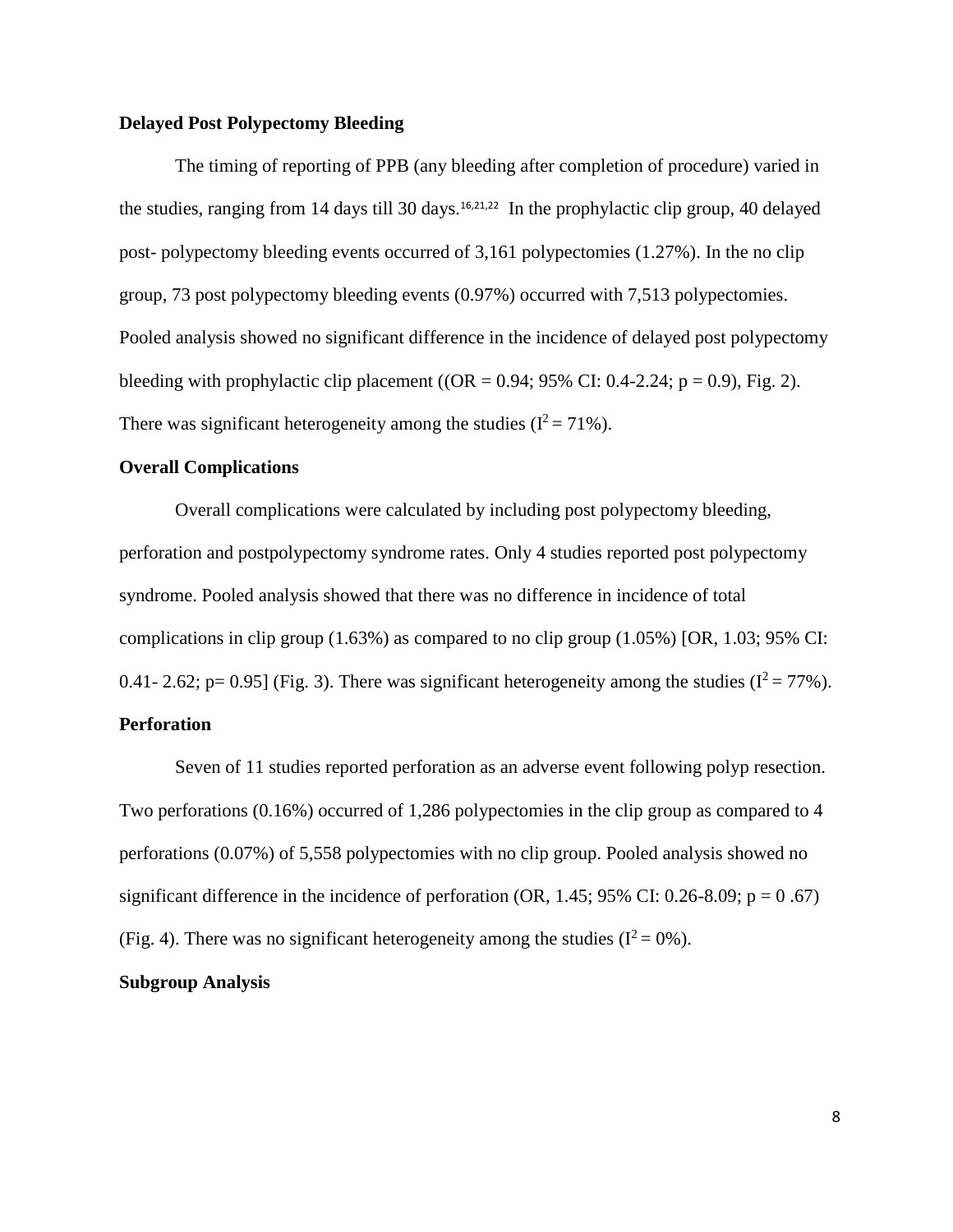### Delayed Post Polypectomy Bleeding

The timing of reporting of PPB (any bleeding after completion of procedure) varied in the studies, ranging from 14 days till 30 days.[16,21,22] In the prophylactic clip group, 40 delayed post- polypectomy bleeding events occurred of 3,161 polypectomies (1.27%). In the no clip group, 73 post polypectomy bleeding events (0.97%) occurred with 7,513 polypectomies. Pooled analysis showed no significant difference in the incidence of delayed post polypectomy bleeding with prophylactic clip placement (($OR = 0.94$; 95% CI: 0.4-2.24; $p = 0.9$), Fig. 2). There was significant heterogeneity among the studies ($I^2 = 71\%$).

### Overall Complications

Overall complications were calculated by including post polypectomy bleeding, perforation and postpolypectomy syndrome rates. Only 4 studies reported post polypectomy syndrome. Pooled analysis showed that there was no difference in incidence of total complications in clip group (1.63%) as compared to no clip group (1.05%) [OR, 1.03; 95% CI: 0.41- 2.62; $p= 0.95$] (Fig. 3). There was significant heterogeneity among the studies ($I^2 = 77\%$).

### Perforation

Seven of 11 studies reported perforation as an adverse event following polyp resection. Two perforations (0.16%) occurred of 1,286 polypectomies in the clip group as compared to 4 perforations (0.07%) of 5,558 polypectomies with no clip group. Pooled analysis showed no significant difference in the incidence of perforation (OR, 1.45; 95% CI: 0.26-8.09; $p = 0 .67$) (Fig. 4). There was no significant heterogeneity among the studies ($I^2 = 0\%$).

### Subgroup Analysis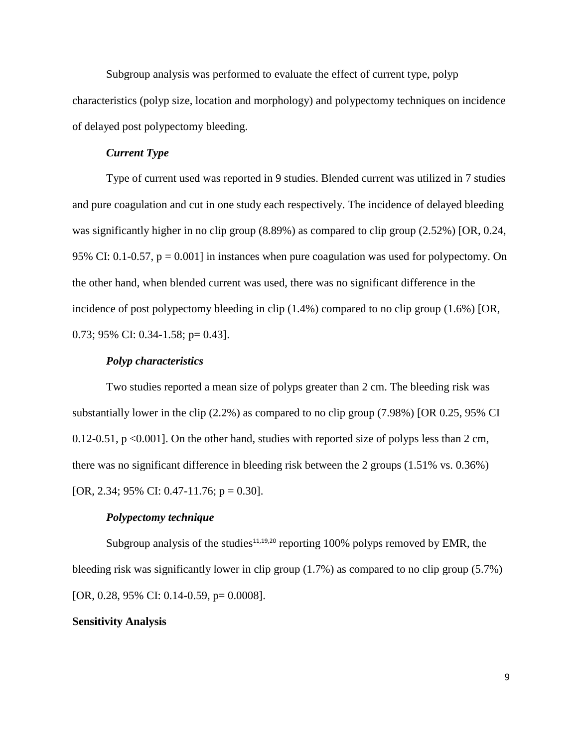Subgroup analysis was performed to evaluate the effect of current type, polyp characteristics (polyp size, location and morphology) and polypectomy techniques on incidence of delayed post polypectomy bleeding.

### *Current Type*

Type of current used was reported in 9 studies. Blended current was utilized in 7 studies and pure coagulation and cut in one study each respectively. The incidence of delayed bleeding was significantly higher in no clip group (8.89%) as compared to clip group (2.52%) [OR, 0.24, 95% CI: 0.1-0.57, $p = 0.001$] in instances when pure coagulation was used for polypectomy. On the other hand, when blended current was used, there was no significant difference in the incidence of post polypectomy bleeding in clip (1.4%) compared to no clip group (1.6%) [OR, 0.73; 95% CI: 0.34-1.58; $p = 0.43$].

### *Polyp characteristics*

Two studies reported a mean size of polyps greater than 2 cm. The bleeding risk was substantially lower in the clip (2.2%) as compared to no clip group (7.98%) [OR 0.25, 95% CI 0.12-0.51, $p < 0.001$]. On the other hand, studies with reported size of polyps less than 2 cm, there was no significant difference in bleeding risk between the 2 groups (1.51% vs. 0.36%) [OR, 2.34; 95% CI: 0.47-11.76; $p = 0.30$].

### *Polypectomy technique*

Subgroup analysis of the studies[11,19,20] reporting 100% polyps removed by EMR, the bleeding risk was significantly lower in clip group (1.7%) as compared to no clip group (5.7%) [OR, 0.28, 95% CI: 0.14-0.59, $p = 0.0008$].

## **Sensitivity Analysis**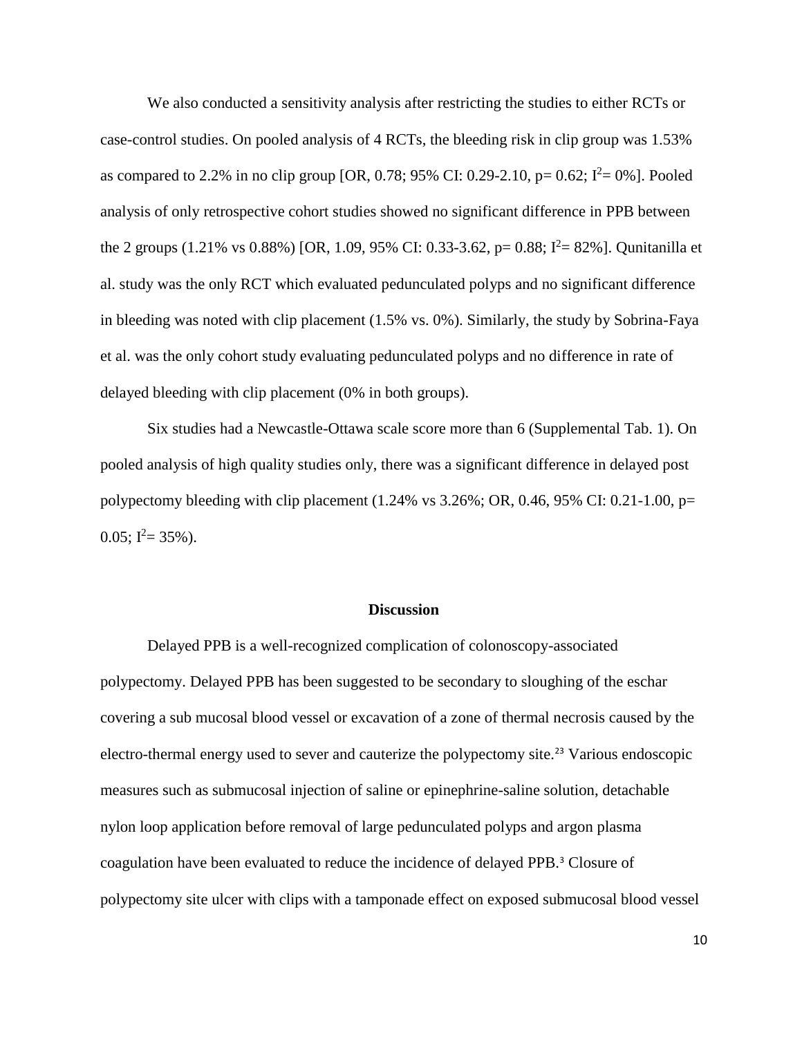We also conducted a sensitivity analysis after restricting the studies to either RCTs or case-control studies. On pooled analysis of 4 RCTs, the bleeding risk in clip group was 1.53% as compared to 2.2% in no clip group [OR, 0.78; 95% CI: 0.29-2.10, p= 0.62; $I^2$= 0%]. Pooled analysis of only retrospective cohort studies showed no significant difference in PPB between the 2 groups (1.21% vs 0.88%) [OR, 1.09, 95% CI: 0.33-3.62, p= 0.88; $I^2$= 82%]. Qunitanilla et al. study was the only RCT which evaluated pedunculated polyps and no significant difference in bleeding was noted with clip placement (1.5% vs. 0%). Similarly, the study by Sobrina-Faya et al. was the only cohort study evaluating pedunculated polyps and no difference in rate of delayed bleeding with clip placement (0% in both groups).

Six studies had a Newcastle-Ottawa scale score more than 6 (Supplemental Tab. 1). On pooled analysis of high quality studies only, there was a significant difference in delayed post polypectomy bleeding with clip placement (1.24% vs 3.26%; OR, 0.46, 95% CI: 0.21-1.00, p= 0.05; $I^2$= 35%).

## Discussion

Delayed PPB is a well-recognized complication of colonoscopy-associated polypectomy. Delayed PPB has been suggested to be secondary to sloughing of the eschar covering a sub mucosal blood vessel or excavation of a zone of thermal necrosis caused by the electro-thermal energy used to sever and cauterize the polypectomy site.[23] Various endoscopic measures such as submucosal injection of saline or epinephrine-saline solution, detachable nylon loop application before removal of large pedunculated polyps and argon plasma coagulation have been evaluated to reduce the incidence of delayed PPB.[3] Closure of polypectomy site ulcer with clips with a tamponade effect on exposed submucosal blood vessel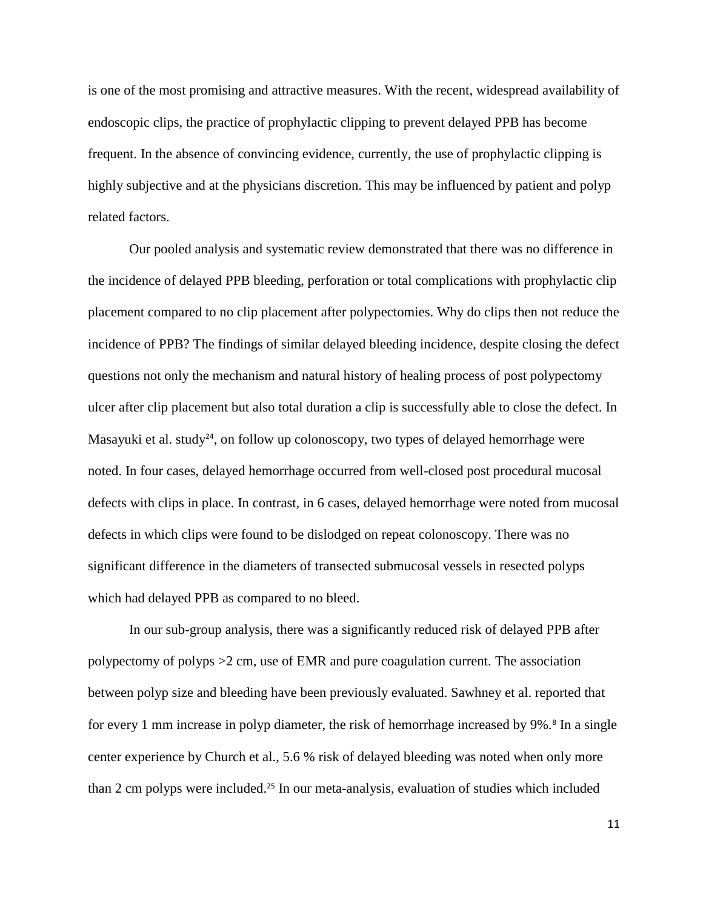is one of the most promising and attractive measures. With the recent, widespread availability of endoscopic clips, the practice of prophylactic clipping to prevent delayed PPB has become frequent. In the absence of convincing evidence, currently, the use of prophylactic clipping is highly subjective and at the physicians discretion. This may be influenced by patient and polyp related factors.

Our pooled analysis and systematic review demonstrated that there was no difference in the incidence of delayed PPB bleeding, perforation or total complications with prophylactic clip placement compared to no clip placement after polypectomies. Why do clips then not reduce the incidence of PPB? The findings of similar delayed bleeding incidence, despite closing the defect questions not only the mechanism and natural history of healing process of post polypectomy ulcer after clip placement but also total duration a clip is successfully able to close the defect. In Masayuki et al. study[24], on follow up colonoscopy, two types of delayed hemorrhage were noted. In four cases, delayed hemorrhage occurred from well-closed post procedural mucosal defects with clips in place. In contrast, in 6 cases, delayed hemorrhage were noted from mucosal defects in which clips were found to be dislodged on repeat colonoscopy. There was no significant difference in the diameters of transected submucosal vessels in resected polyps which had delayed PPB as compared to no bleed.

In our sub-group analysis, there was a significantly reduced risk of delayed PPB after polypectomy of polyps >2 cm, use of EMR and pure coagulation current. The association between polyp size and bleeding have been previously evaluated. Sawhney et al. reported that for every 1 mm increase in polyp diameter, the risk of hemorrhage increased by 9%.[8] In a single center experience by Church et al., 5.6 % risk of delayed bleeding was noted when only more than 2 cm polyps were included.[25] In our meta-analysis, evaluation of studies which included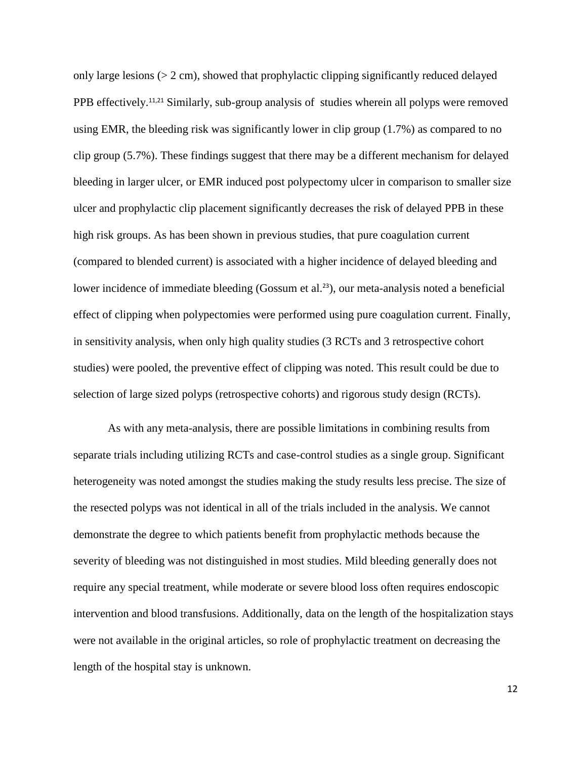only large lesions (> 2 cm), showed that prophylactic clipping significantly reduced delayed PPB effectively.[11,21] Similarly, sub-group analysis of studies wherein all polyps were removed using EMR, the bleeding risk was significantly lower in clip group (1.7%) as compared to no clip group (5.7%). These findings suggest that there may be a different mechanism for delayed bleeding in larger ulcer, or EMR induced post polypectomy ulcer in comparison to smaller size ulcer and prophylactic clip placement significantly decreases the risk of delayed PPB in these high risk groups. As has been shown in previous studies, that pure coagulation current (compared to blended current) is associated with a higher incidence of delayed bleeding and lower incidence of immediate bleeding (Gossum et al.[23]), our meta-analysis noted a beneficial effect of clipping when polypectomies were performed using pure coagulation current. Finally, in sensitivity analysis, when only high quality studies (3 RCTs and 3 retrospective cohort studies) were pooled, the preventive effect of clipping was noted. This result could be due to selection of large sized polyps (retrospective cohorts) and rigorous study design (RCTs).

As with any meta-analysis, there are possible limitations in combining results from separate trials including utilizing RCTs and case-control studies as a single group. Significant heterogeneity was noted amongst the studies making the study results less precise. The size of the resected polyps was not identical in all of the trials included in the analysis. We cannot demonstrate the degree to which patients benefit from prophylactic methods because the severity of bleeding was not distinguished in most studies. Mild bleeding generally does not require any special treatment, while moderate or severe blood loss often requires endoscopic intervention and blood transfusions. Additionally, data on the length of the hospitalization stays were not available in the original articles, so role of prophylactic treatment on decreasing the length of the hospital stay is unknown.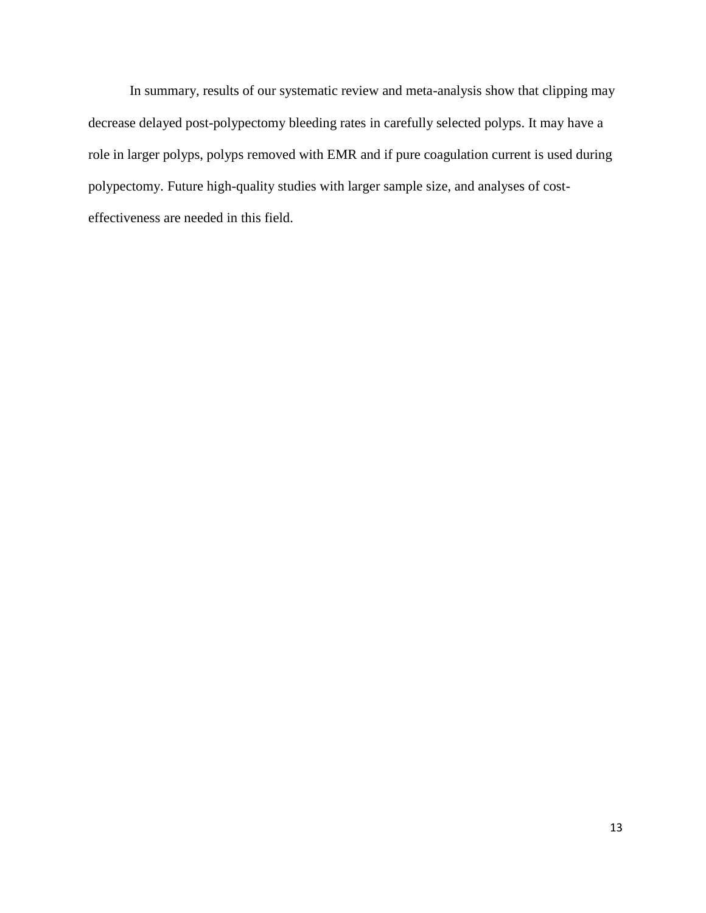In summary, results of our systematic review and meta-analysis show that clipping may decrease delayed post-polypectomy bleeding rates in carefully selected polyps. It may have a role in larger polyps, polyps removed with EMR and if pure coagulation current is used during polypectomy. Future high-quality studies with larger sample size, and analyses of cost-effectiveness are needed in this field.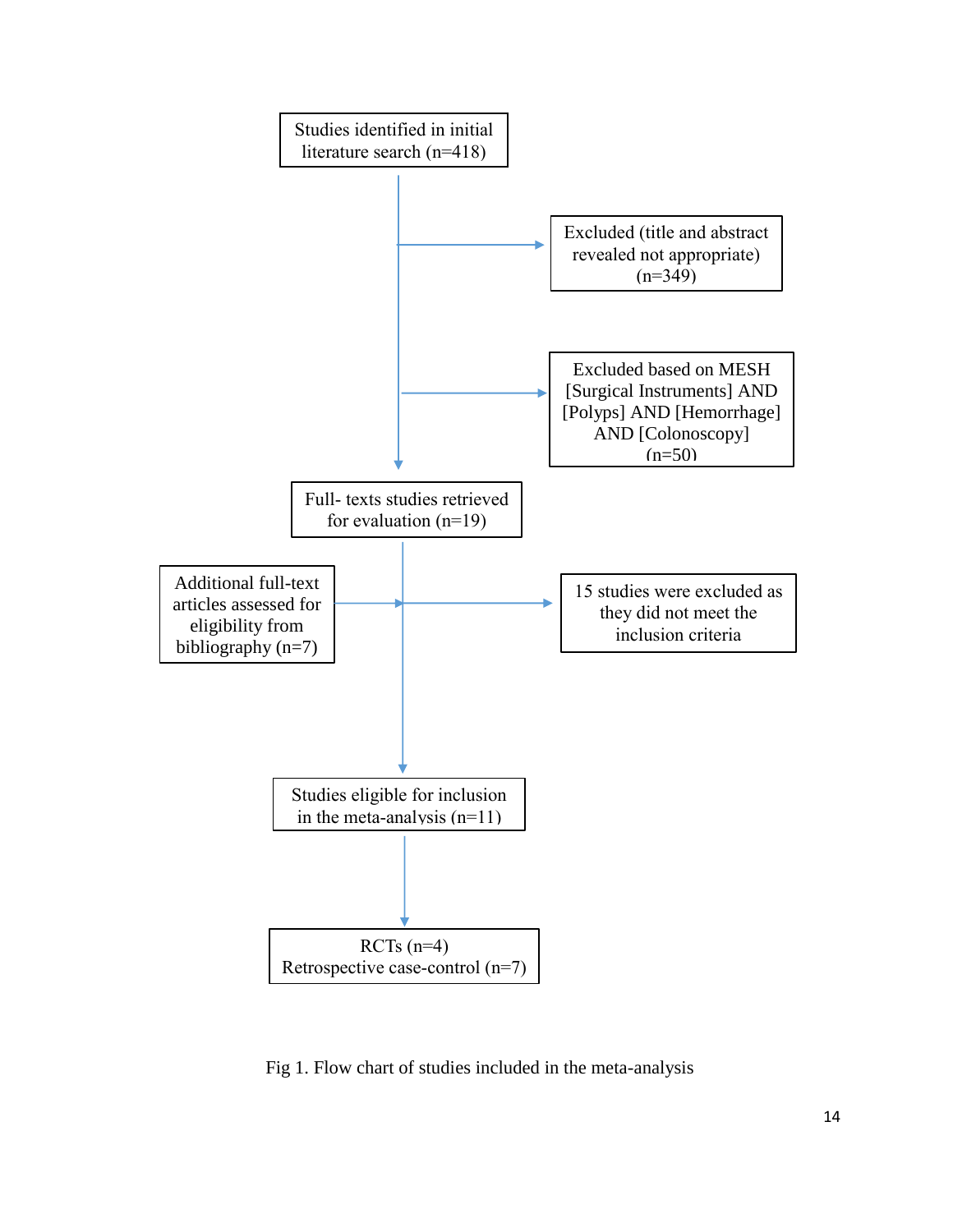Studies identified in initial literature search (n=418)

Excluded (title and abstract revealed not appropriate) (n=349)

Excluded based on MESH [Surgical Instruments] AND [Polyps] AND [Hemorrhage] AND [Colonoscopy] (n=50)

Full- texts studies retrieved for evaluation (n=19)

Additional full-text articles assessed for eligibility from bibliography (n=7)

15 studies were excluded as they did not meet the inclusion criteria

Studies eligible for inclusion in the meta-analysis (n=11)

RCTs (n=4)
Retrospective case-control (n=7)

Fig 1. Flow chart of studies included in the meta-analysis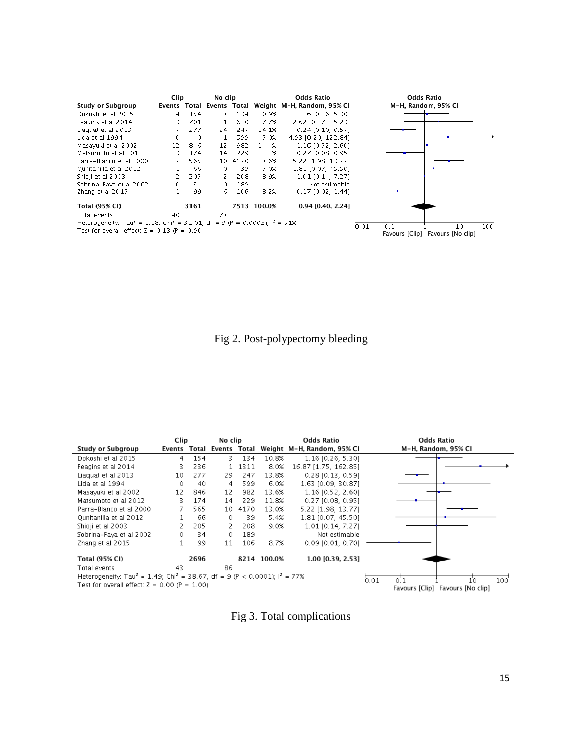| Study or Subgroup | Clip Events | Clip Total | No clip Events | No clip Total | Weight | Odds Ratio M-H, Random, 95% CI |
|---|---|---|---|---|---|---|
| Dokoshi et al 2015 | 4 | 154 | 3 | 134 | 10.9% | 1.16 [0.26, 5.30] |
| Feagins et al 2014 | 3 | 701 | 1 | 610 | 7.7% | 2.62 [0.27, 25.23] |
| Liaquat et al 2013 | 7 | 277 | 24 | 247 | 14.1% | 0.24 [0.10, 0.57] |
| Lida et al 1994 | 0 | 40 | 1 | 599 | 5.0% | 4.93 [0.20, 122.84] |
| Masayuki et al 2002 | 12 | 846 | 12 | 982 | 14.4% | 1.16 [0.52, 2.60] |
| Matsumoto et al 2012 | 3 | 174 | 14 | 229 | 12.2% | 0.27 [0.08, 0.95] |
| Parra-Blanco et al 2000 | 7 | 565 | 10 | 4170 | 13.6% | 5.22 [1.98, 13.77] |
| Qunitanilla et al 2012 | 1 | 66 | 0 | 39 | 5.0% | 1.81 [0.07, 45.50] |
| Shioji et al 2003 | 2 | 205 | 2 | 208 | 8.9% | 1.01 [0.14, 7.27] |
| Sobrina-Faya et al 2002 | 0 | 34 | 0 | 189 | | Not estimable |
| Zhang et al 2015 | 1 | 99 | 6 | 106 | 8.2% | 0.17 [0.02, 1.44] |
| **Total (95% CI)** | | **3161** | | **7513** | **100.0%** | **0.94 [0.40, 2.24]** |
| Total events | 40 | | 73 | | | |

Heterogeneity: $Tau^2 = 1.18$; $Chi^2 = 31.01$, df = 9 ($P = 0.0003$); $I^2 = 71\%$

Test for overall effect: $Z = 0.13$ ($P = 0.90$)

0.01 0.1 1 10 100

Favours [Clip] Favours [No clip]

Fig 2. Post-polypectomy bleeding

| Study or Subgroup | Clip Events | Clip Total | No clip Events | No clip Total | Weight | Odds Ratio M-H, Random, 95% CI |
|---|---|---|---|---|---|---|
| Dokoshi et al 2015 | 4 | 154 | 3 | 134 | 10.8% | 1.16 [0.26, 5.30] |
| Feagins et al 2014 | 3 | 236 | 1 | 1311 | 8.0% | 16.87 [1.75, 162.85] |
| Liaquat et al 2013 | 10 | 277 | 29 | 247 | 13.8% | 0.28 [0.13, 0.59] |
| Lida et al 1994 | 0 | 40 | 4 | 599 | 6.0% | 1.63 [0.09, 30.87] |
| Masayuki et al 2002 | 12 | 846 | 12 | 982 | 13.6% | 1.16 [0.52, 2.60] |
| Matsumoto et al 2012 | 3 | 174 | 14 | 229 | 11.8% | 0.27 [0.08, 0.95] |
| Parra-Blanco et al 2000 | 7 | 565 | 10 | 4170 | 13.0% | 5.22 [1.98, 13.77] |
| Qunitanilla et al 2012 | 1 | 66 | 0 | 39 | 5.4% | 1.81 [0.07, 45.50] |
| Shioji et al 2003 | 2 | 205 | 2 | 208 | 9.0% | 1.01 [0.14, 7.27] |
| Sobrina-Faya et al 2002 | 0 | 34 | 0 | 189 | | Not estimable |
| Zhang et al 2015 | 1 | 99 | 11 | 106 | 8.7% | 0.09 [0.01, 0.70] |
| **Total (95% CI)** | | **2696** | | **8214** | **100.0%** | **1.00 [0.39, 2.53]** |
| Total events | 43 | | 86 | | | |

Heterogeneity: $Tau^2 = 1.49$; $Chi^2 = 38.67$, df = 9 ($P < 0.0001$); $I^2 = 77\%$

Test for overall effect: $Z = 0.00$ ($P = 1.00$)

0.01 0.1 1 10 100

Favours [Clip] Favours [No clip]

Fig 3. Total complications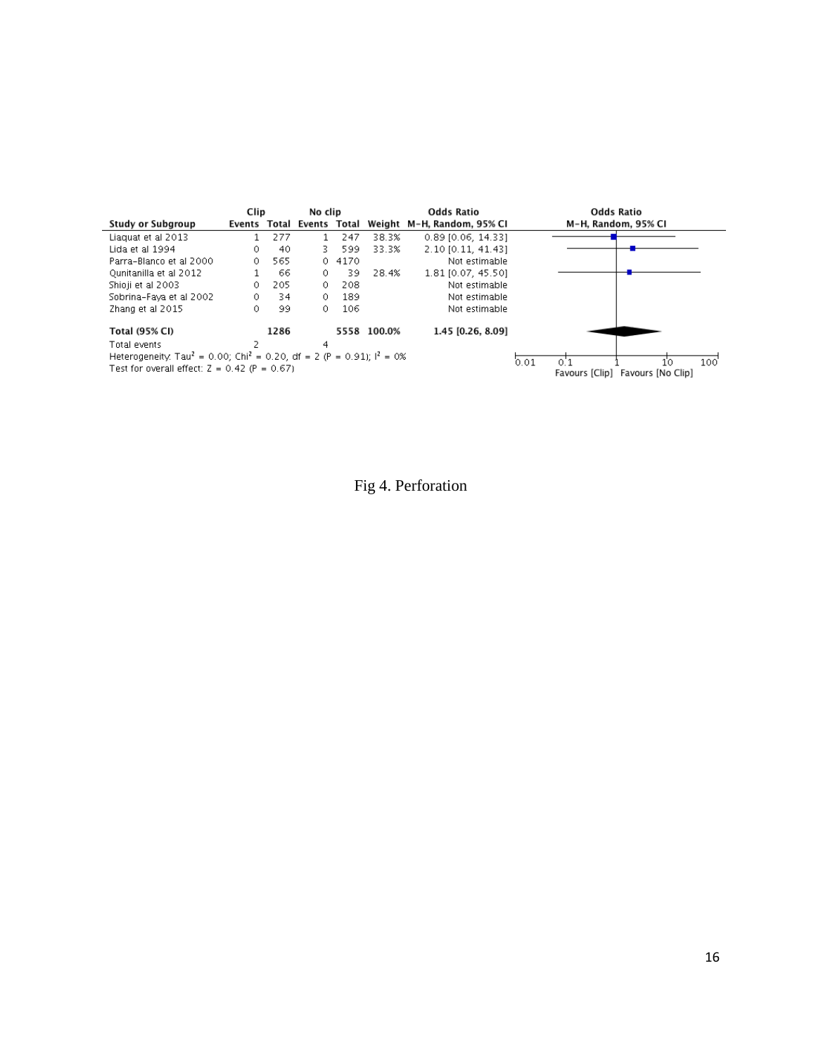| Study or Subgroup | Clip Events | Clip Total | No clip Events | No clip Total | Weight | Odds Ratio M-H, Random, 95% CI |
|---|---|---|---|---|---|---|
| Liaquat et al 2013 | 1 | 277 | 1 | 247 | 38.3% | 0.89 [0.06, 14.33] |
| Lida et al 1994 | 0 | 40 | 3 | 599 | 33.3% | 2.10 [0.11, 41.43] |
| Parra-Blanco et al 2000 | 0 | 565 | 0 | 4170 | | Not estimable |
| Qunitanilla et al 2012 | 1 | 66 | 0 | 39 | 28.4% | 1.81 [0.07, 45.50] |
| Shioji et al 2003 | 0 | 205 | 0 | 208 | | Not estimable |
| Sobrina-Faya et al 2002 | 0 | 34 | 0 | 189 | | Not estimable |
| Zhang et al 2015 | 0 | 99 | 0 | 106 | | Not estimable |
| **Total (95% CI)** | | **1286** | | **5558** | **100.0%** | **1.45 [0.26, 8.09]** |
| Total events | 2 | | 4 | | | |

Heterogeneity: $Tau^2 = 0.00$; $Chi^2 = 0.20$, $df = 2$ ($P = 0.91$); $I^2 = 0\%$

Test for overall effect: $Z = 0.42$ ($P = 0.67$)

Odds Ratio M-H, Random, 95% CI: 0.01 0.1 1 10 100 — Favours [Clip] Favours [No Clip]

Fig 4. Perforation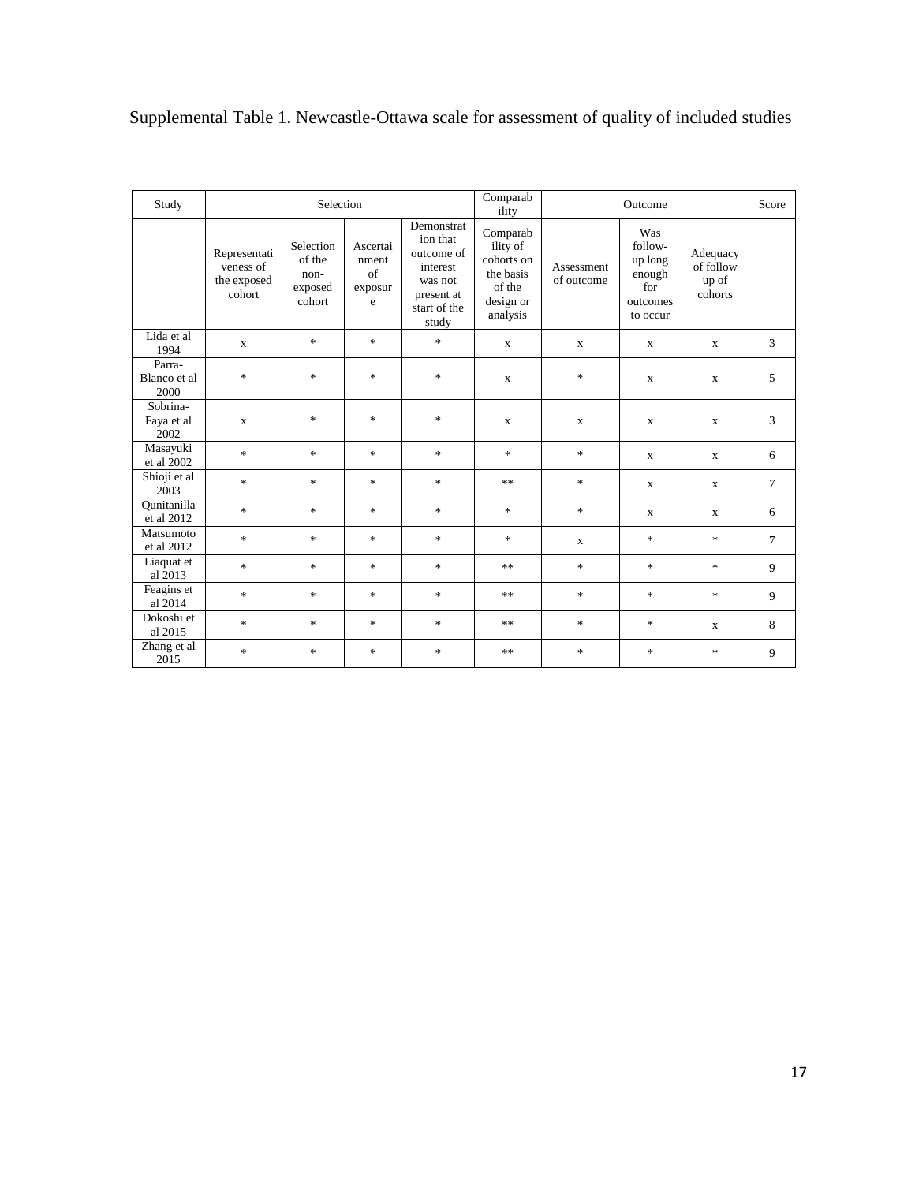Supplemental Table 1. Newcastle-Ottawa scale for assessment of quality of included studies

| Study | Selection | | | | Comparability | Outcome | | | Score |
|---|---|---|---|---|---|---|---|---|---|
| | Representativeness of the exposed cohort | Selection of the non-exposed cohort | Ascertainment of exposure | Demonstration that outcome of interest was not present at start of the study | Comparability of cohorts on the basis of the design or analysis | Assessment of outcome | Was follow-up long enough for outcomes to occur | Adequacy of follow up of cohorts | |
| Lida et al 1994 | x | * | * | * | x | x | x | x | 3 |
| Parra-Blanco et al 2000 | * | * | * | * | x | * | x | x | 5 |
| Sobrina-Faya et al 2002 | x | * | * | * | x | x | x | x | 3 |
| Masayuki et al 2002 | * | * | * | * | * | * | x | x | 6 |
| Shioji et al 2003 | * | * | * | * | ** | * | x | x | 7 |
| Qunitanilla et al 2012 | * | * | * | * | * | * | x | x | 6 |
| Matsumoto et al 2012 | * | * | * | * | * | x | * | * | 7 |
| Liaquat et al 2013 | * | * | * | * | ** | * | * | * | 9 |
| Feagins et al 2014 | * | * | * | * | ** | * | * | * | 9 |
| Dokoshi et al 2015 | * | * | * | * | ** | * | * | x | 8 |
| Zhang et al 2015 | * | * | * | * | ** | * | * | * | 9 |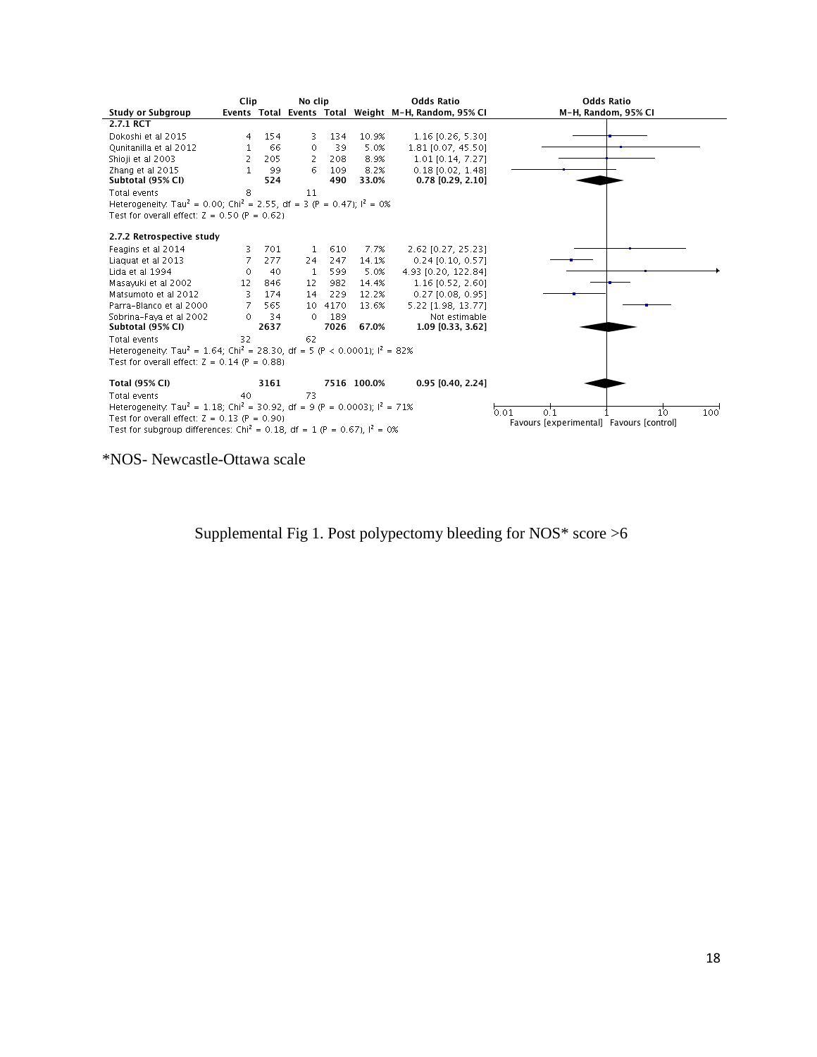| Study or Subgroup | Clip Events | Clip Total | No clip Events | No clip Total | Weight | Odds Ratio M-H, Random, 95% CI |
|---|---|---|---|---|---|---|
| **2.7.1 RCT** | | | | | | |
| Dokoshi et al 2015 | 4 | 154 | 3 | 134 | 10.9% | 1.16 [0.26, 5.30] |
| Qunitanilla et al 2012 | 1 | 66 | 0 | 39 | 5.0% | 1.81 [0.07, 45.50] |
| Shioji et al 2003 | 2 | 205 | 2 | 208 | 8.9% | 1.01 [0.14, 7.27] |
| Zhang et al 2015 | 1 | 99 | 6 | 109 | 8.2% | 0.18 [0.02, 1.48] |
| **Subtotal (95% CI)** | | **524** | | **490** | **33.0%** | **0.78 [0.29, 2.10]** |
| Total events | 8 | | 11 | | | |
| Heterogeneity: $Tau^2 = 0.00$; $Chi^2 = 2.55$, df = 3 (P = 0.47); $I^2 = 0\%$ | | | | | | |
| Test for overall effect: Z = 0.50 (P = 0.62) | | | | | | |
| **2.7.2 Retrospective study** | | | | | | |
| Feagins et al 2014 | 3 | 701 | 1 | 610 | 7.7% | 2.62 [0.27, 25.23] |
| Liaquat et al 2013 | 7 | 277 | 24 | 247 | 14.1% | 0.24 [0.10, 0.57] |
| Lida et al 1994 | 0 | 40 | 1 | 599 | 5.0% | 4.93 [0.20, 122.84] |
| Masayuki et al 2002 | 12 | 846 | 12 | 982 | 14.4% | 1.16 [0.52, 2.60] |
| Matsumoto et al 2012 | 3 | 174 | 14 | 229 | 12.2% | 0.27 [0.08, 0.95] |
| Parra-Blanco et al 2000 | 7 | 565 | 10 | 4170 | 13.6% | 5.22 [1.98, 13.77] |
| Sobrina-Faya et al 2002 | 0 | 34 | 0 | 189 | | Not estimable |
| **Subtotal (95% CI)** | | **2637** | | **7026** | **67.0%** | **1.09 [0.33, 3.62]** |
| Total events | 32 | | 62 | | | |
| Heterogeneity: $Tau^2 = 1.64$; $Chi^2 = 28.30$, df = 5 (P < 0.0001); $I^2 = 82\%$ | | | | | | |
| Test for overall effect: Z = 0.14 (P = 0.88) | | | | | | |
| **Total (95% CI)** | | **3161** | | **7516** | **100.0%** | **0.95 [0.40, 2.24]** |
| Total events | 40 | | 73 | | | |
| Heterogeneity: $Tau^2 = 1.18$; $Chi^2 = 30.92$, df = 9 (P = 0.0003); $I^2 = 71\%$ | | | | | | |
| Test for overall effect: Z = 0.13 (P = 0.90) | | | | | | |
| Test for subgroup differences: $Chi^2 = 0.18$, df = 1 (P = 0.67), $I^2 = 0\%$ | | | | | | |

Odds Ratio M-H, Random, 95% CI — axis: 0.01, 0.1, 1, 10, 100 — Favours [experimental] / Favours [control]

*NOS- Newcastle-Ottawa scale

Supplemental Fig 1. Post polypectomy bleeding for NOS* score >6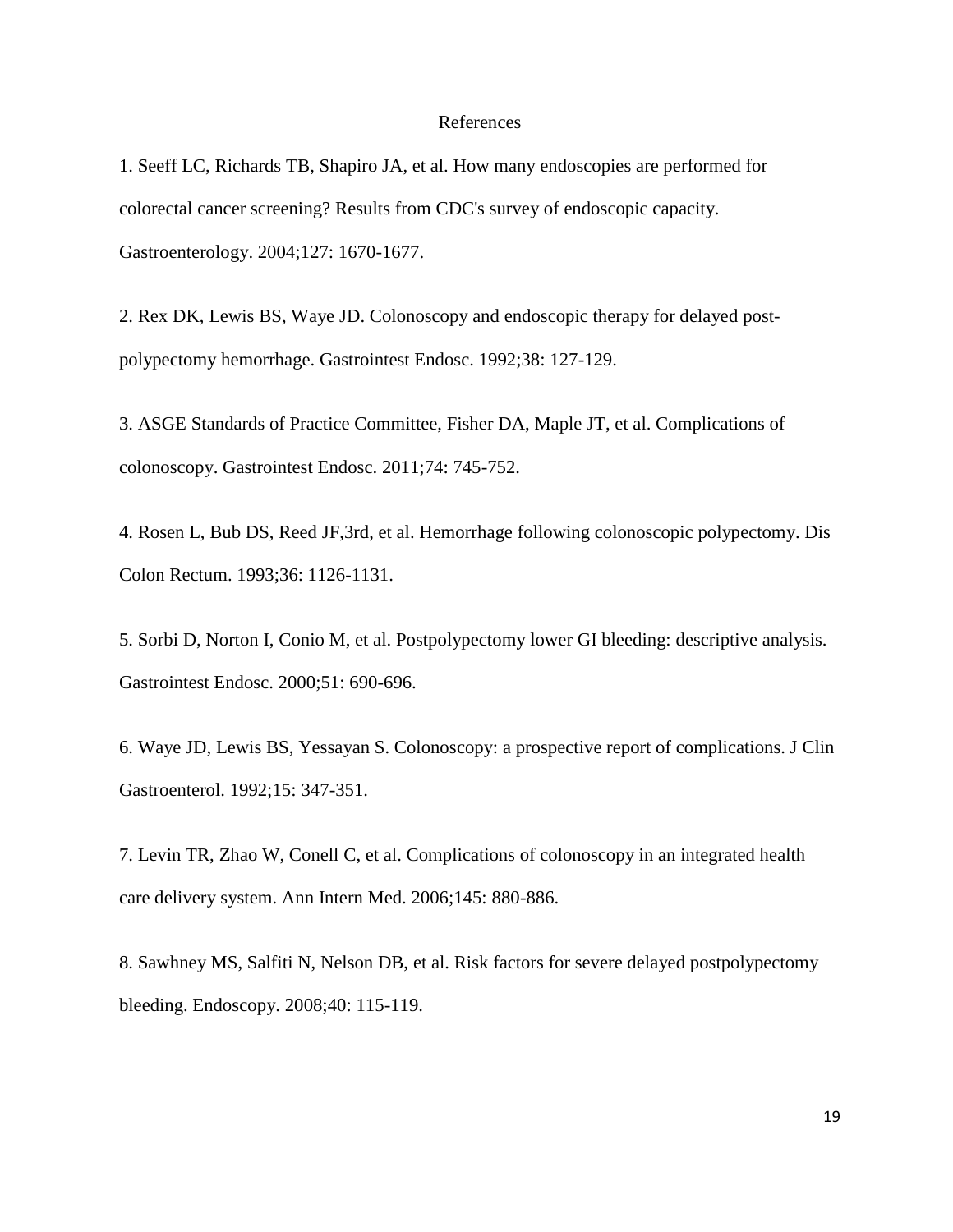# References

1. Seeff LC, Richards TB, Shapiro JA, et al. How many endoscopies are performed for colorectal cancer screening? Results from CDC's survey of endoscopic capacity. Gastroenterology. 2004;127: 1670-1677.

2. Rex DK, Lewis BS, Waye JD. Colonoscopy and endoscopic therapy for delayed post-polypectomy hemorrhage. Gastrointest Endosc. 1992;38: 127-129.

3. ASGE Standards of Practice Committee, Fisher DA, Maple JT, et al. Complications of colonoscopy. Gastrointest Endosc. 2011;74: 745-752.

4. Rosen L, Bub DS, Reed JF,3rd, et al. Hemorrhage following colonoscopic polypectomy. Dis Colon Rectum. 1993;36: 1126-1131.

5. Sorbi D, Norton I, Conio M, et al. Postpolypectomy lower GI bleeding: descriptive analysis. Gastrointest Endosc. 2000;51: 690-696.

6. Waye JD, Lewis BS, Yessayan S. Colonoscopy: a prospective report of complications. J Clin Gastroenterol. 1992;15: 347-351.

7. Levin TR, Zhao W, Conell C, et al. Complications of colonoscopy in an integrated health care delivery system. Ann Intern Med. 2006;145: 880-886.

8. Sawhney MS, Salfiti N, Nelson DB, et al. Risk factors for severe delayed postpolypectomy bleeding. Endoscopy. 2008;40: 115-119.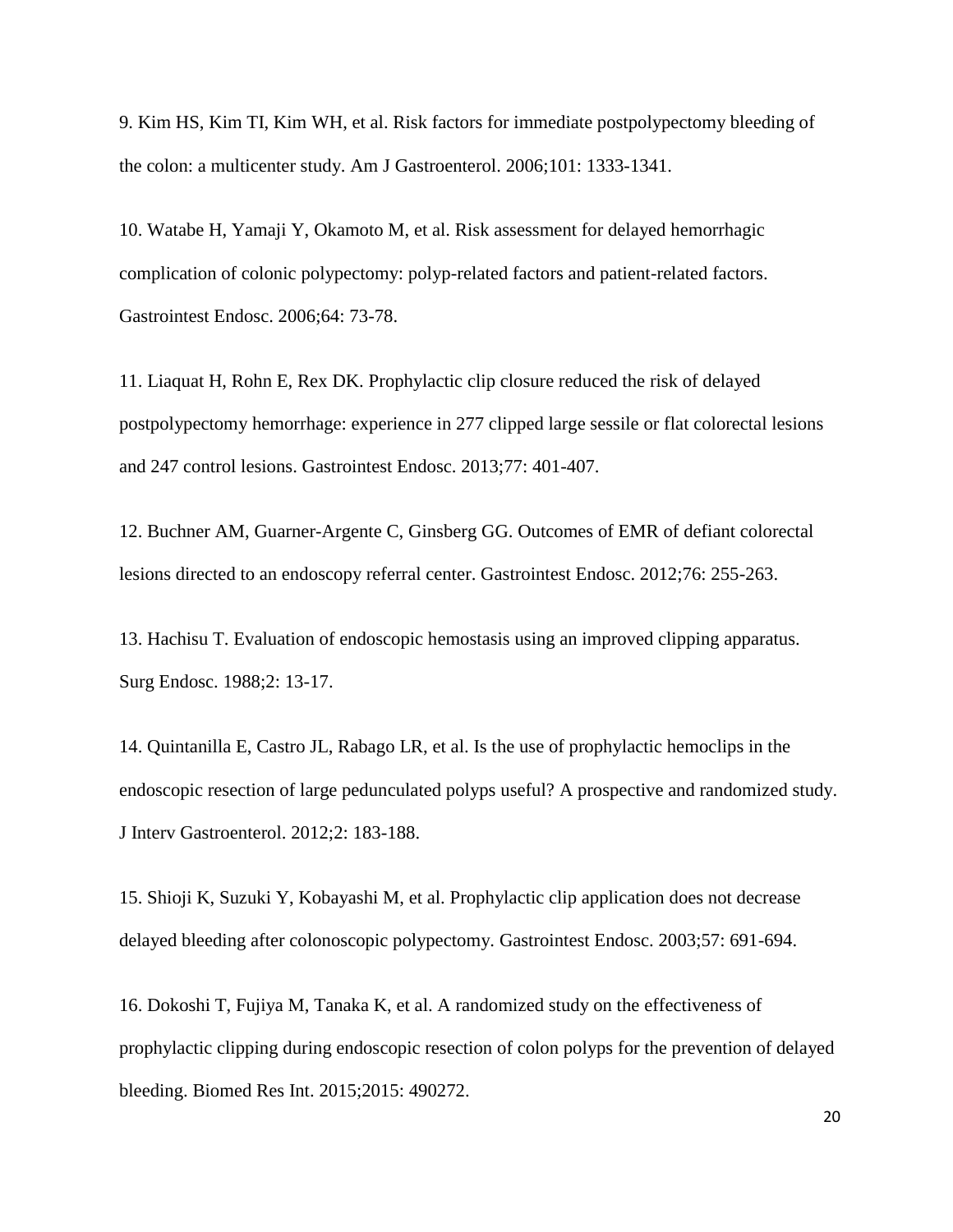9. Kim HS, Kim TI, Kim WH, et al. Risk factors for immediate postpolypectomy bleeding of the colon: a multicenter study. Am J Gastroenterol. 2006;101: 1333-1341.

10. Watabe H, Yamaji Y, Okamoto M, et al. Risk assessment for delayed hemorrhagic complication of colonic polypectomy: polyp-related factors and patient-related factors. Gastrointest Endosc. 2006;64: 73-78.

11. Liaquat H, Rohn E, Rex DK. Prophylactic clip closure reduced the risk of delayed postpolypectomy hemorrhage: experience in 277 clipped large sessile or flat colorectal lesions and 247 control lesions. Gastrointest Endosc. 2013;77: 401-407.

12. Buchner AM, Guarner-Argente C, Ginsberg GG. Outcomes of EMR of defiant colorectal lesions directed to an endoscopy referral center. Gastrointest Endosc. 2012;76: 255-263.

13. Hachisu T. Evaluation of endoscopic hemostasis using an improved clipping apparatus. Surg Endosc. 1988;2: 13-17.

14. Quintanilla E, Castro JL, Rabago LR, et al. Is the use of prophylactic hemoclips in the endoscopic resection of large pedunculated polyps useful? A prospective and randomized study. J Interv Gastroenterol. 2012;2: 183-188.

15. Shioji K, Suzuki Y, Kobayashi M, et al. Prophylactic clip application does not decrease delayed bleeding after colonoscopic polypectomy. Gastrointest Endosc. 2003;57: 691-694.

16. Dokoshi T, Fujiya M, Tanaka K, et al. A randomized study on the effectiveness of prophylactic clipping during endoscopic resection of colon polyps for the prevention of delayed bleeding. Biomed Res Int. 2015;2015: 490272.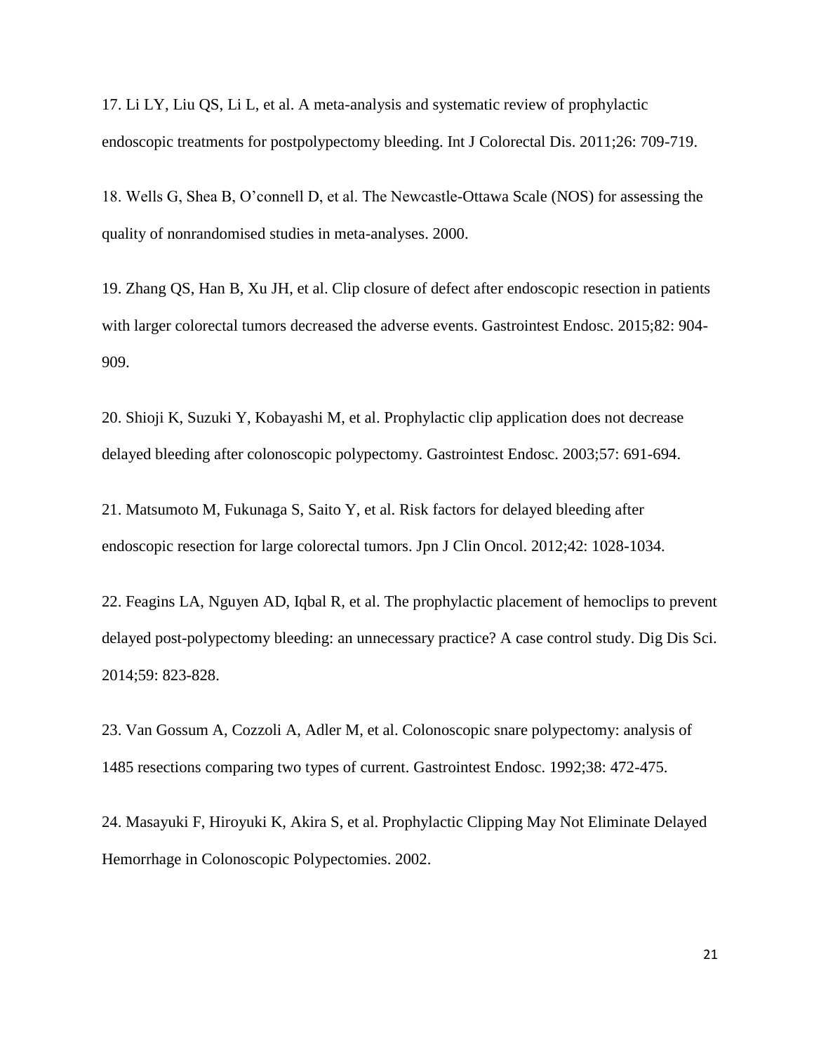17. Li LY, Liu QS, Li L, et al. A meta-analysis and systematic review of prophylactic endoscopic treatments for postpolypectomy bleeding. Int J Colorectal Dis. 2011;26: 709-719.

18. Wells G, Shea B, O'connell D, et al. The Newcastle-Ottawa Scale (NOS) for assessing the quality of nonrandomised studies in meta-analyses. 2000.

19. Zhang QS, Han B, Xu JH, et al. Clip closure of defect after endoscopic resection in patients with larger colorectal tumors decreased the adverse events. Gastrointest Endosc. 2015;82: 904-909.

20. Shioji K, Suzuki Y, Kobayashi M, et al. Prophylactic clip application does not decrease delayed bleeding after colonoscopic polypectomy. Gastrointest Endosc. 2003;57: 691-694.

21. Matsumoto M, Fukunaga S, Saito Y, et al. Risk factors for delayed bleeding after endoscopic resection for large colorectal tumors. Jpn J Clin Oncol. 2012;42: 1028-1034.

22. Feagins LA, Nguyen AD, Iqbal R, et al. The prophylactic placement of hemoclips to prevent delayed post-polypectomy bleeding: an unnecessary practice? A case control study. Dig Dis Sci. 2014;59: 823-828.

23. Van Gossum A, Cozzoli A, Adler M, et al. Colonoscopic snare polypectomy: analysis of 1485 resections comparing two types of current. Gastrointest Endosc. 1992;38: 472-475.

24. Masayuki F, Hiroyuki K, Akira S, et al. Prophylactic Clipping May Not Eliminate Delayed Hemorrhage in Colonoscopic Polypectomies. 2002.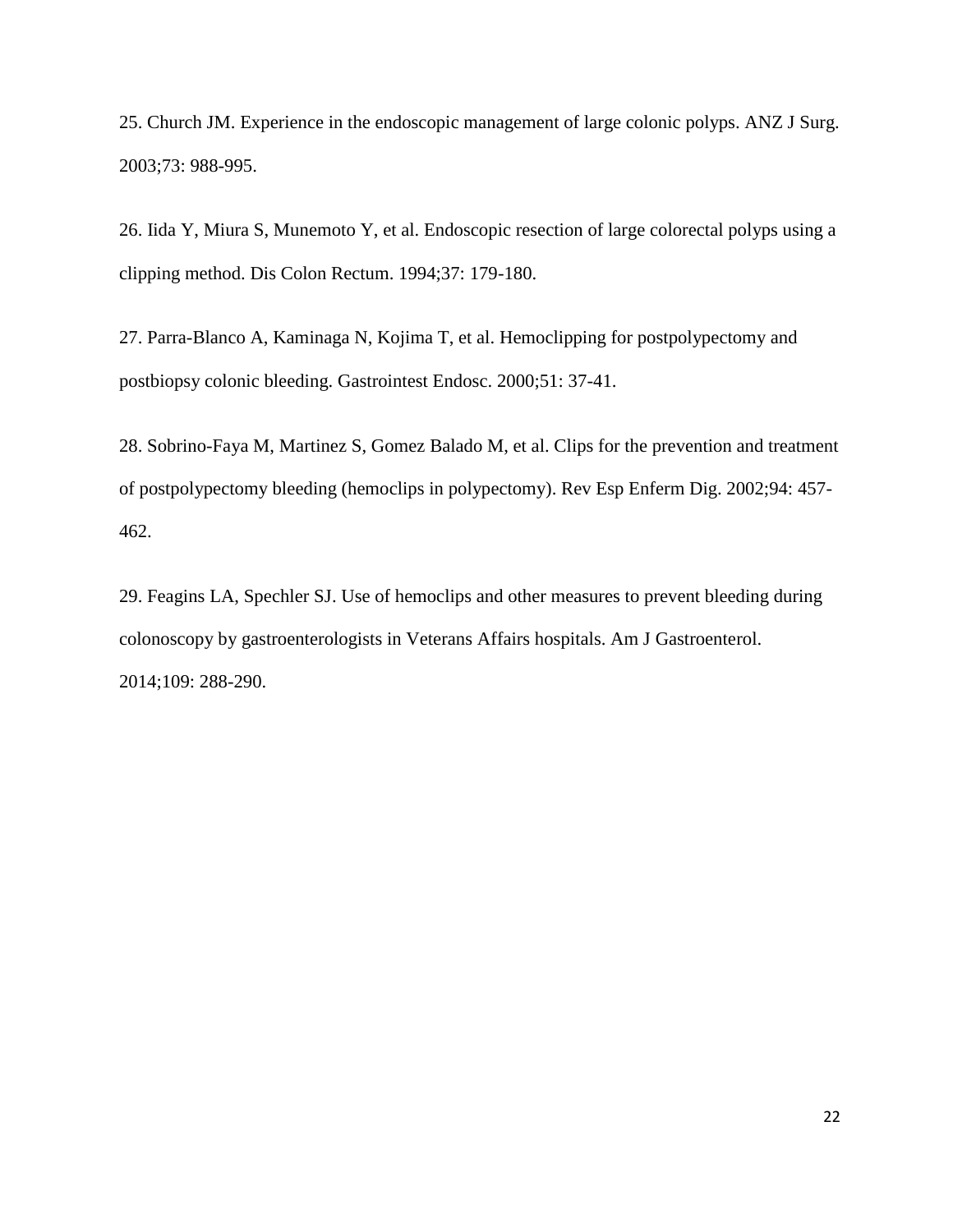25. Church JM. Experience in the endoscopic management of large colonic polyps. ANZ J Surg. 2003;73: 988-995.

26. Iida Y, Miura S, Munemoto Y, et al. Endoscopic resection of large colorectal polyps using a clipping method. Dis Colon Rectum. 1994;37: 179-180.

27. Parra-Blanco A, Kaminaga N, Kojima T, et al. Hemoclipping for postpolypectomy and postbiopsy colonic bleeding. Gastrointest Endosc. 2000;51: 37-41.

28. Sobrino-Faya M, Martinez S, Gomez Balado M, et al. Clips for the prevention and treatment of postpolypectomy bleeding (hemoclips in polypectomy). Rev Esp Enferm Dig. 2002;94: 457-462.

29. Feagins LA, Spechler SJ. Use of hemoclips and other measures to prevent bleeding during colonoscopy by gastroenterologists in Veterans Affairs hospitals. Am J Gastroenterol. 2014;109: 288-290.